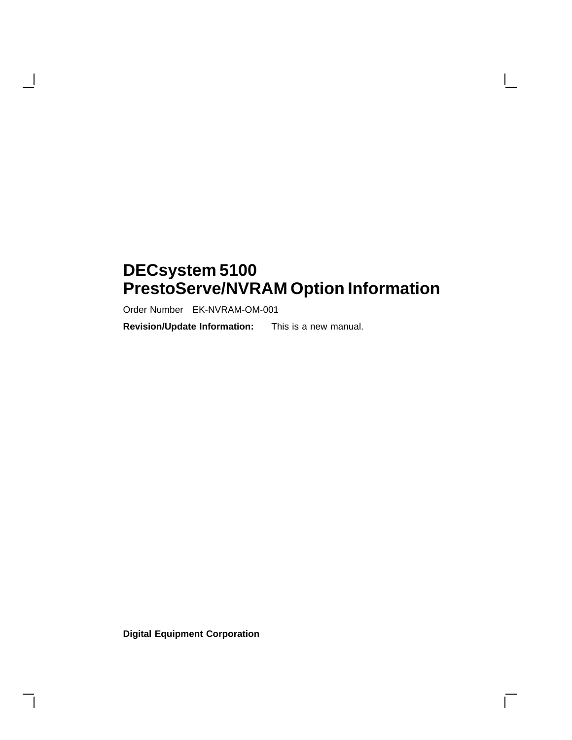# DECsystem 5100
# PrestoServe/NVRAM Option Information

Order Number EK-NVRAM-OM-001

**Revision/Update Information:** This is a new manual.

**Digital Equipment Corporation**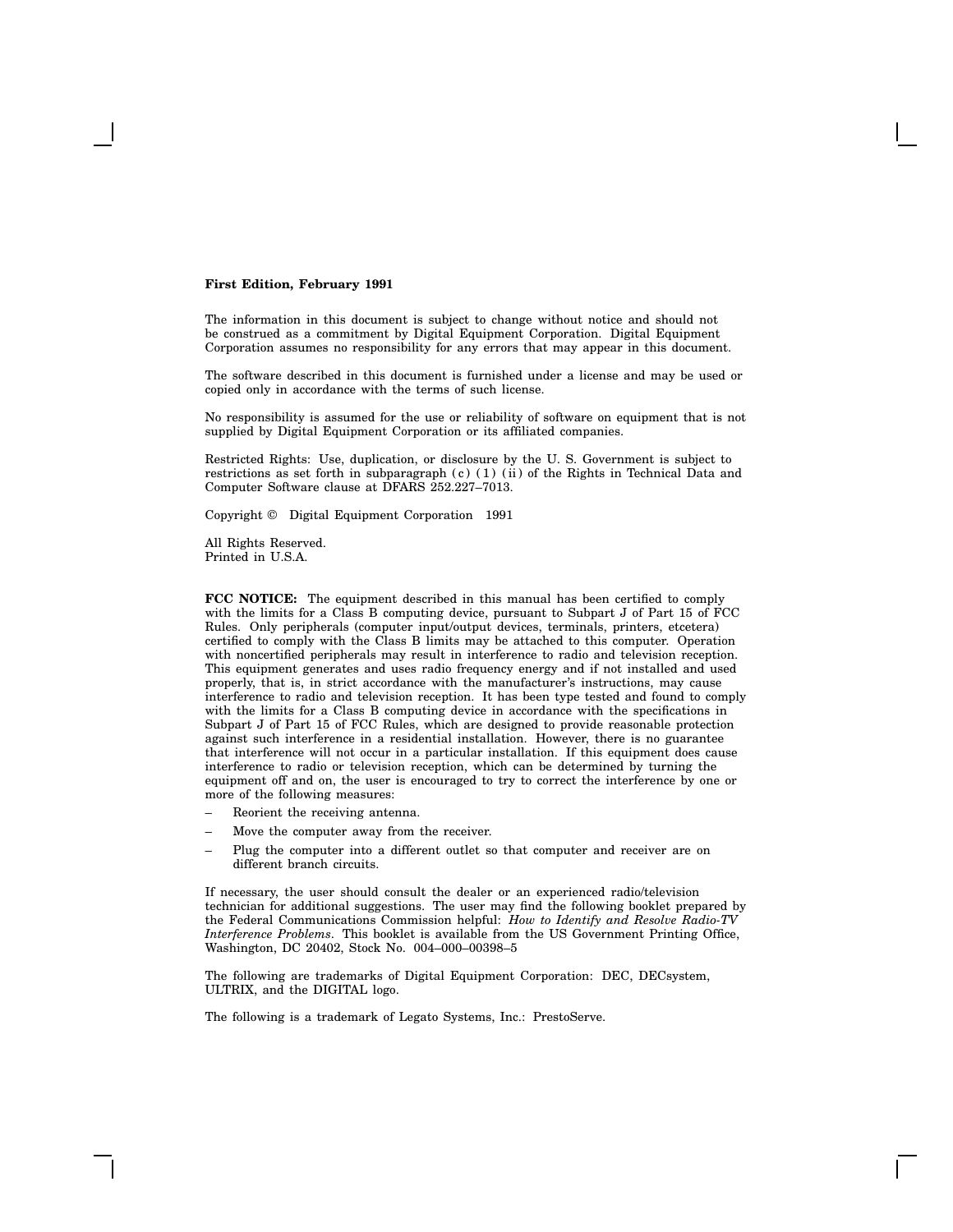**First Edition, February 1991**

The information in this document is subject to change without notice and should not be construed as a commitment by Digital Equipment Corporation. Digital Equipment Corporation assumes no responsibility for any errors that may appear in this document.

The software described in this document is furnished under a license and may be used or copied only in accordance with the terms of such license.

No responsibility is assumed for the use or reliability of software on equipment that is not supplied by Digital Equipment Corporation or its affiliated companies.

Restricted Rights: Use, duplication, or disclosure by the U. S. Government is subject to restrictions as set forth in subparagraph (c) (1) (ii) of the Rights in Technical Data and Computer Software clause at DFARS 252.227–7013.

Copyright © Digital Equipment Corporation 1991

All Rights Reserved.
Printed in U.S.A.

**FCC NOTICE:** The equipment described in this manual has been certified to comply with the limits for a Class B computing device, pursuant to Subpart J of Part 15 of FCC Rules. Only peripherals (computer input/output devices, terminals, printers, etcetera) certified to comply with the Class B limits may be attached to this computer. Operation with noncertified peripherals may result in interference to radio and television reception. This equipment generates and uses radio frequency energy and if not installed and used properly, that is, in strict accordance with the manufacturer's instructions, may cause interference to radio and television reception. It has been type tested and found to comply with the limits for a Class B computing device in accordance with the specifications in Subpart J of Part 15 of FCC Rules, which are designed to provide reasonable protection against such interference in a residential installation. However, there is no guarantee that interference will not occur in a particular installation. If this equipment does cause interference to radio or television reception, which can be determined by turning the equipment off and on, the user is encouraged to try to correct the interference by one or more of the following measures:

- Reorient the receiving antenna.
- Move the computer away from the receiver.
- Plug the computer into a different outlet so that computer and receiver are on different branch circuits.

If necessary, the user should consult the dealer or an experienced radio/television technician for additional suggestions. The user may find the following booklet prepared by the Federal Communications Commission helpful: *How to Identify and Resolve Radio-TV Interference Problems*. This booklet is available from the US Government Printing Office, Washington, DC 20402, Stock No. 004–000–00398–5

The following are trademarks of Digital Equipment Corporation: DEC, DECsystem, ULTRIX, and the DIGITAL logo.

The following is a trademark of Legato Systems, Inc.: PrestoServe.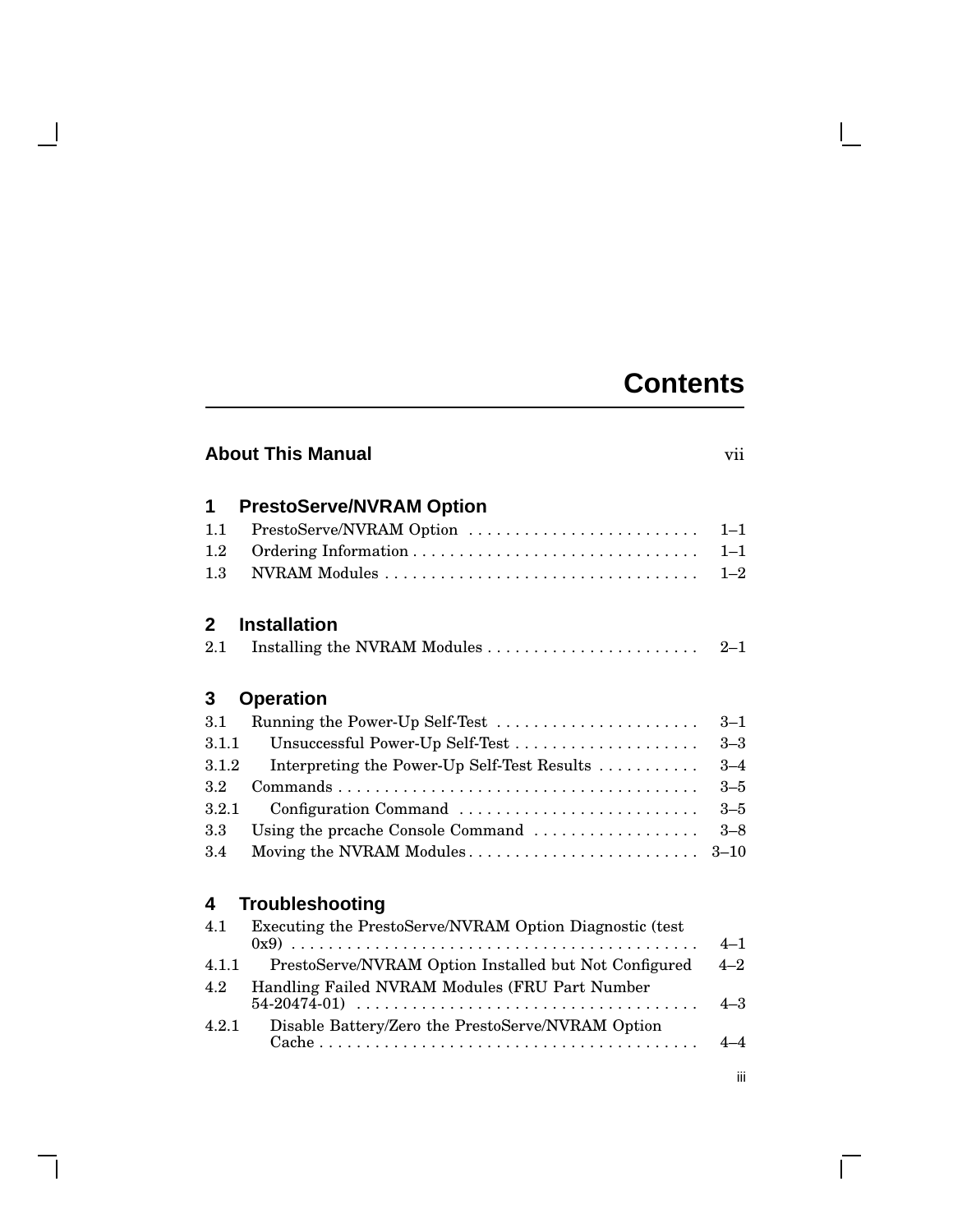# Contents

**About This Manual** vii

## 1 PrestoServe/NVRAM Option

1.1 PrestoServe/NVRAM Option . . . . . . . . . . . . . . . . . . . . . . . . . 1–1
1.2 Ordering Information . . . . . . . . . . . . . . . . . . . . . . . . . . . . . . . 1–1
1.3 NVRAM Modules . . . . . . . . . . . . . . . . . . . . . . . . . . . . . . . . . . 1–2

## 2 Installation

2.1 Installing the NVRAM Modules . . . . . . . . . . . . . . . . . . . . . . . 2–1

## 3 Operation

3.1 Running the Power-Up Self-Test . . . . . . . . . . . . . . . . . . . . . . 3–1
3.1.1 Unsuccessful Power-Up Self-Test . . . . . . . . . . . . . . . . . . . . 3–3
3.1.2 Interpreting the Power-Up Self-Test Results . . . . . . . . . . . 3–4
3.2 Commands . . . . . . . . . . . . . . . . . . . . . . . . . . . . . . . . . . . . . . . 3–5
3.2.1 Configuration Command . . . . . . . . . . . . . . . . . . . . . . . . . . 3–5
3.3 Using the prcache Console Command . . . . . . . . . . . . . . . . . . 3–8
3.4 Moving the NVRAM Modules . . . . . . . . . . . . . . . . . . . . . . . . . 3–10

## 4 Troubleshooting

4.1 Executing the PrestoServe/NVRAM Option Diagnostic (test 0x9) . . . . . . . . . . . . . . . . . . . . . . . . . . . . . . . . . . . . . . . . . . . . 4–1
4.1.1 PrestoServe/NVRAM Option Installed but Not Configured 4–2
4.2 Handling Failed NVRAM Modules (FRU Part Number 54-20474-01) . . . . . . . . . . . . . . . . . . . . . . . . . . . . . . . . . . . . . 4–3
4.2.1 Disable Battery/Zero the PrestoServe/NVRAM Option Cache . . . . . . . . . . . . . . . . . . . . . . . . . . . . . . . . . . . . . . . . . . 4–4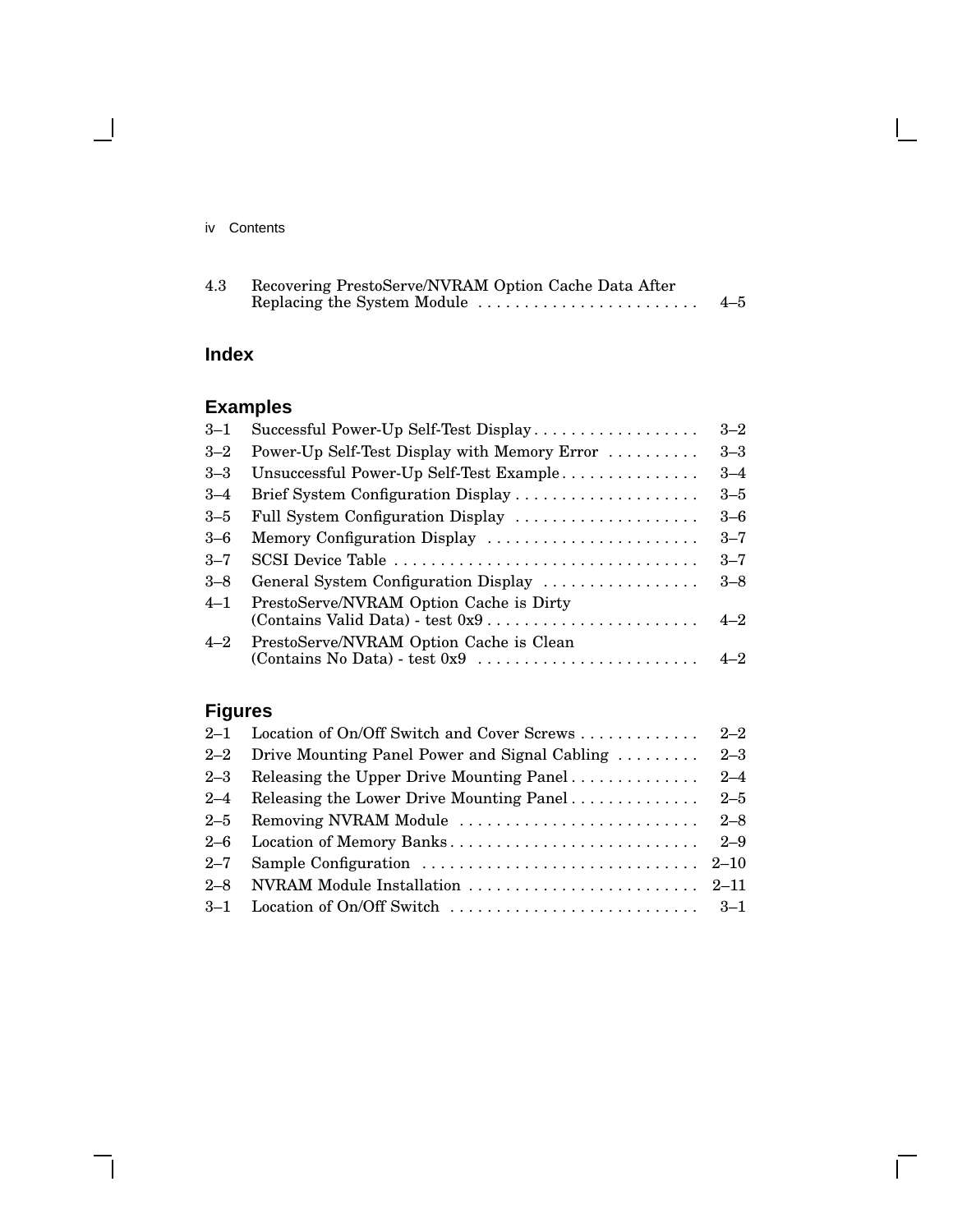| | | |
|---|---|---|
| 4.3 | Recovering PrestoServe/NVRAM Option Cache Data After Replacing the System Module | 4–5 |

## Index

## Examples

| | | |
|---|---|---|
| 3–1 | Successful Power-Up Self-Test Display | 3–2 |
| 3–2 | Power-Up Self-Test Display with Memory Error | 3–3 |
| 3–3 | Unsuccessful Power-Up Self-Test Example | 3–4 |
| 3–4 | Brief System Configuration Display | 3–5 |
| 3–5 | Full System Configuration Display | 3–6 |
| 3–6 | Memory Configuration Display | 3–7 |
| 3–7 | SCSI Device Table | 3–7 |
| 3–8 | General System Configuration Display | 3–8 |
| 4–1 | PrestoServe/NVRAM Option Cache is Dirty (Contains Valid Data) - test 0x9 | 4–2 |
| 4–2 | PrestoServe/NVRAM Option Cache is Clean (Contains No Data) - test 0x9 | 4–2 |

## Figures

| | | |
|---|---|---|
| 2–1 | Location of On/Off Switch and Cover Screws | 2–2 |
| 2–2 | Drive Mounting Panel Power and Signal Cabling | 2–3 |
| 2–3 | Releasing the Upper Drive Mounting Panel | 2–4 |
| 2–4 | Releasing the Lower Drive Mounting Panel | 2–5 |
| 2–5 | Removing NVRAM Module | 2–8 |
| 2–6 | Location of Memory Banks | 2–9 |
| 2–7 | Sample Configuration | 2–10 |
| 2–8 | NVRAM Module Installation | 2–11 |
| 3–1 | Location of On/Off Switch | 3–1 |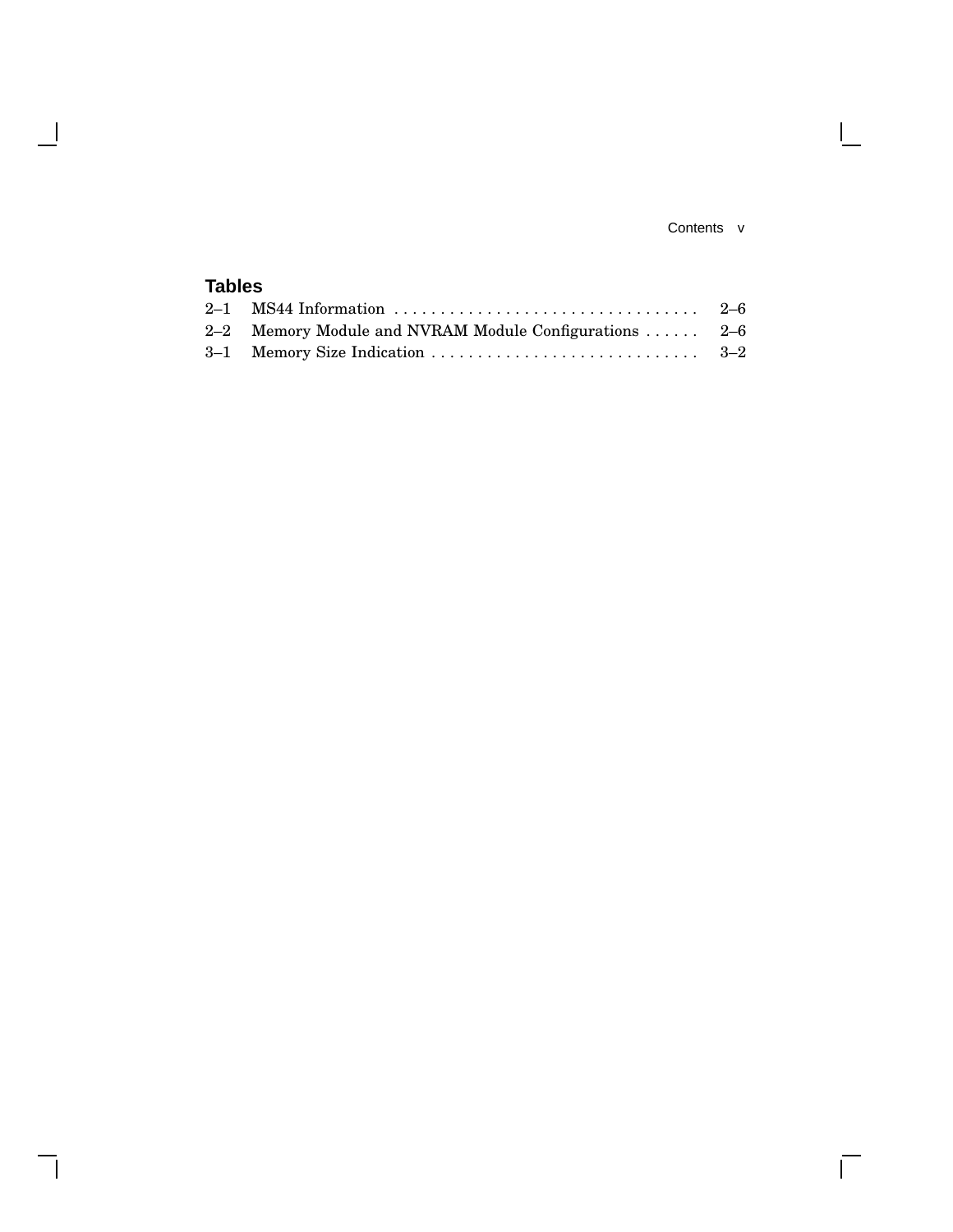## Tables

| | | |
|---|---|---|
| 2–1 | MS44 Information | 2–6 |
| 2–2 | Memory Module and NVRAM Module Configurations | 2–6 |
| 3–1 | Memory Size Indication | 3–2 |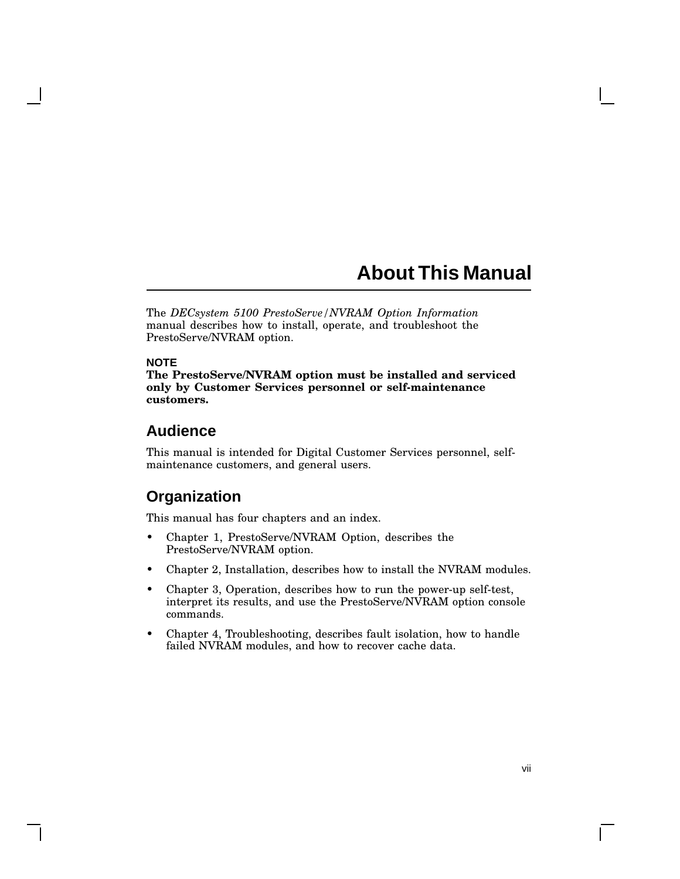# About This Manual

The *DECsystem 5100 PrestoServe/NVRAM Option Information* manual describes how to install, operate, and troubleshoot the PrestoServe/NVRAM option.

**NOTE**
**The PrestoServe/NVRAM option must be installed and serviced only by Customer Services personnel or self-maintenance customers.**

## Audience

This manual is intended for Digital Customer Services personnel, self-maintenance customers, and general users.

## Organization

This manual has four chapters and an index.

- Chapter 1, PrestoServe/NVRAM Option, describes the PrestoServe/NVRAM option.
- Chapter 2, Installation, describes how to install the NVRAM modules.
- Chapter 3, Operation, describes how to run the power-up self-test, interpret its results, and use the PrestoServe/NVRAM option console commands.
- Chapter 4, Troubleshooting, describes fault isolation, how to handle failed NVRAM modules, and how to recover cache data.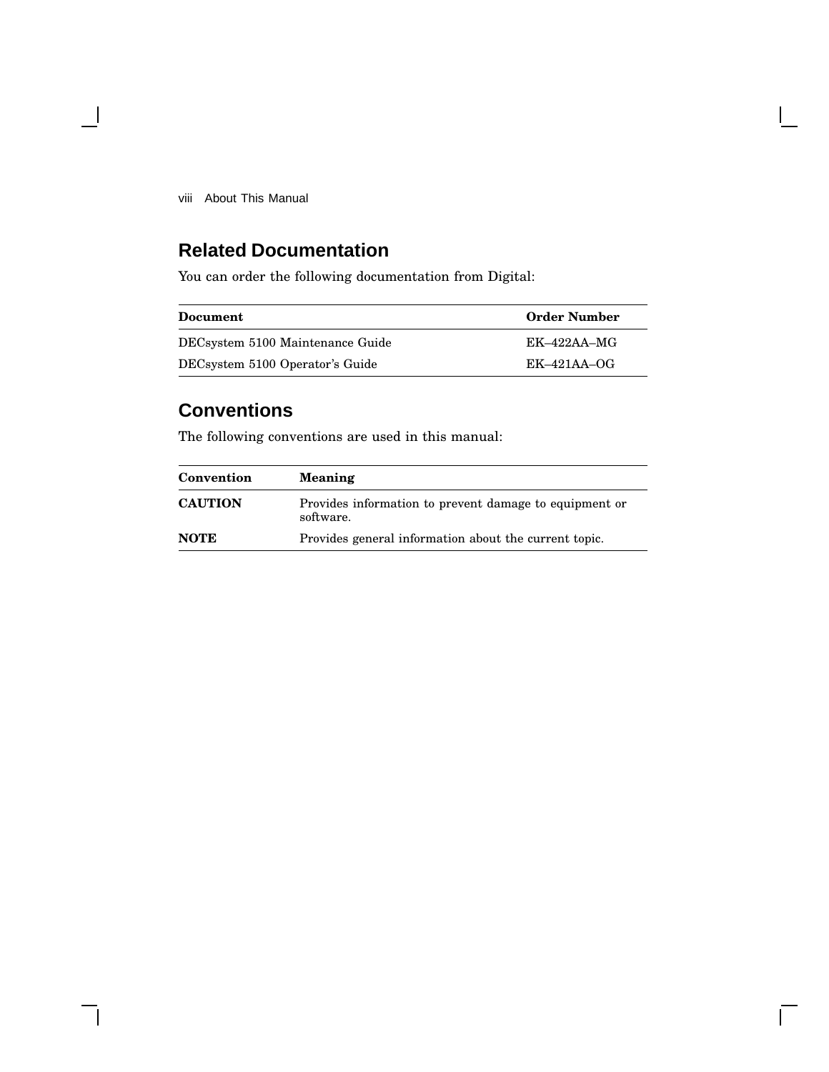## Related Documentation

You can order the following documentation from Digital:

| Document | Order Number |
| --- | --- |
| DECsystem 5100 Maintenance Guide | EK–422AA–MG |
| DECsystem 5100 Operator's Guide | EK–421AA–OG |

## Conventions

The following conventions are used in this manual:

| Convention | Meaning |
| --- | --- |
| **CAUTION** | Provides information to prevent damage to equipment or software. |
| **NOTE** | Provides general information about the current topic. |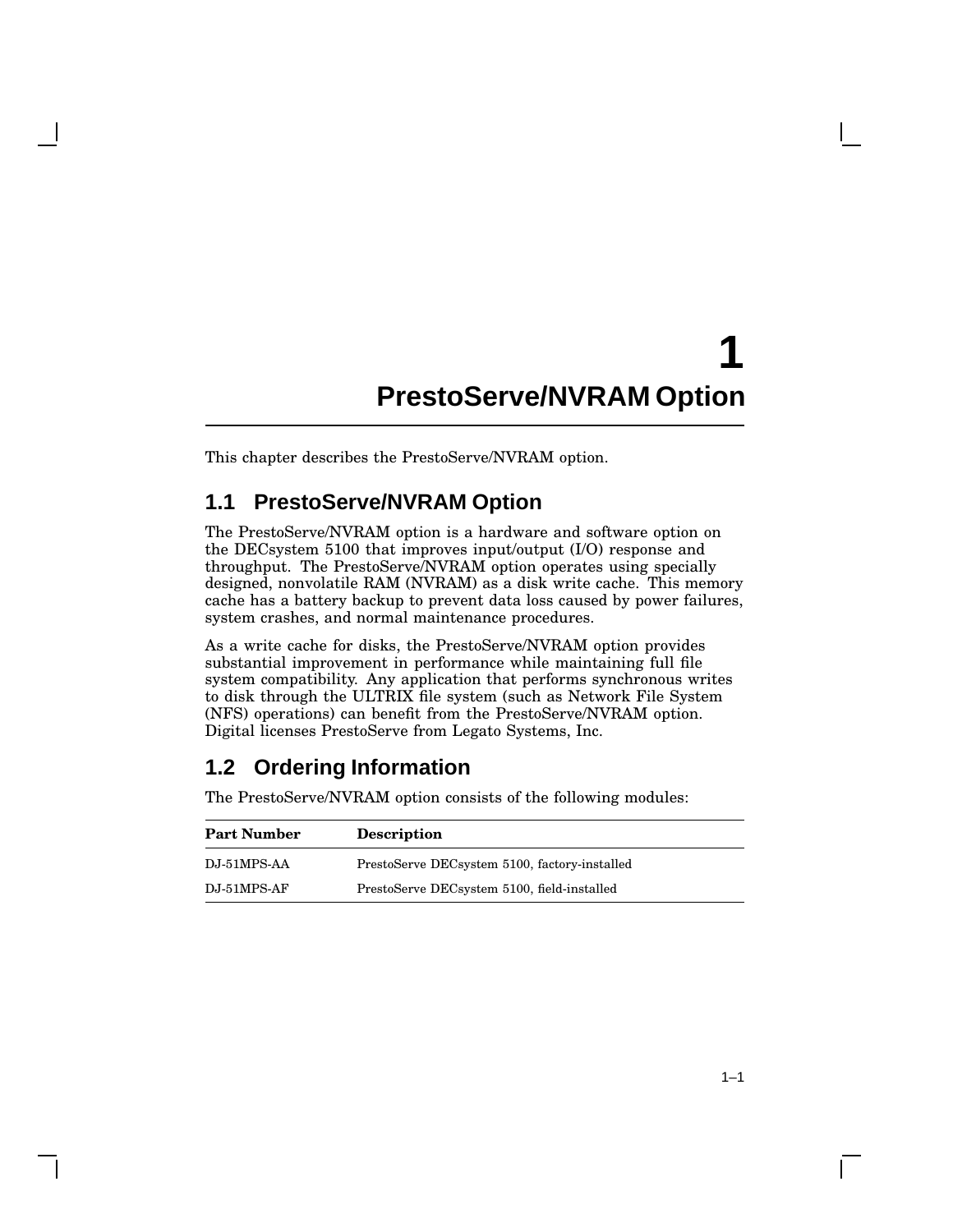# 1 PrestoServe/NVRAM Option

This chapter describes the PrestoServe/NVRAM option.

## 1.1 PrestoServe/NVRAM Option

The PrestoServe/NVRAM option is a hardware and software option on the DECsystem 5100 that improves input/output (I/O) response and throughput. The PrestoServe/NVRAM option operates using specially designed, nonvolatile RAM (NVRAM) as a disk write cache. This memory cache has a battery backup to prevent data loss caused by power failures, system crashes, and normal maintenance procedures.

As a write cache for disks, the PrestoServe/NVRAM option provides substantial improvement in performance while maintaining full file system compatibility. Any application that performs synchronous writes to disk through the ULTRIX file system (such as Network File System (NFS) operations) can benefit from the PrestoServe/NVRAM option. Digital licenses PrestoServe from Legato Systems, Inc.

## 1.2 Ordering Information

The PrestoServe/NVRAM option consists of the following modules:

| Part Number | Description |
|---|---|
| DJ-51MPS-AA | PrestoServe DECsystem 5100, factory-installed |
| DJ-51MPS-AF | PrestoServe DECsystem 5100, field-installed |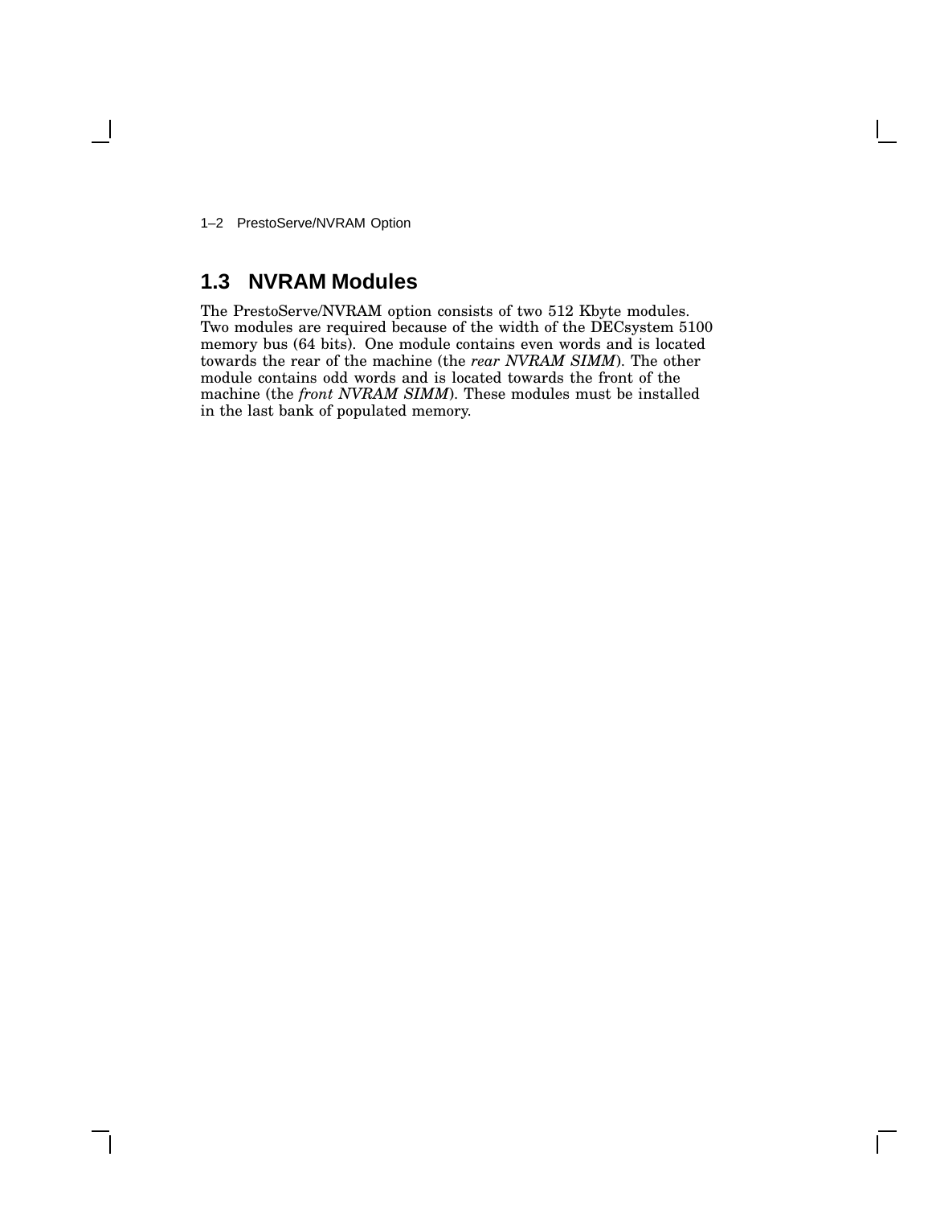## 1.3 NVRAM Modules

The PrestoServe/NVRAM option consists of two 512 Kbyte modules. Two modules are required because of the width of the DECsystem 5100 memory bus (64 bits). One module contains even words and is located towards the rear of the machine (the *rear NVRAM SIMM*). The other module contains odd words and is located towards the front of the machine (the *front NVRAM SIMM*). These modules must be installed in the last bank of populated memory.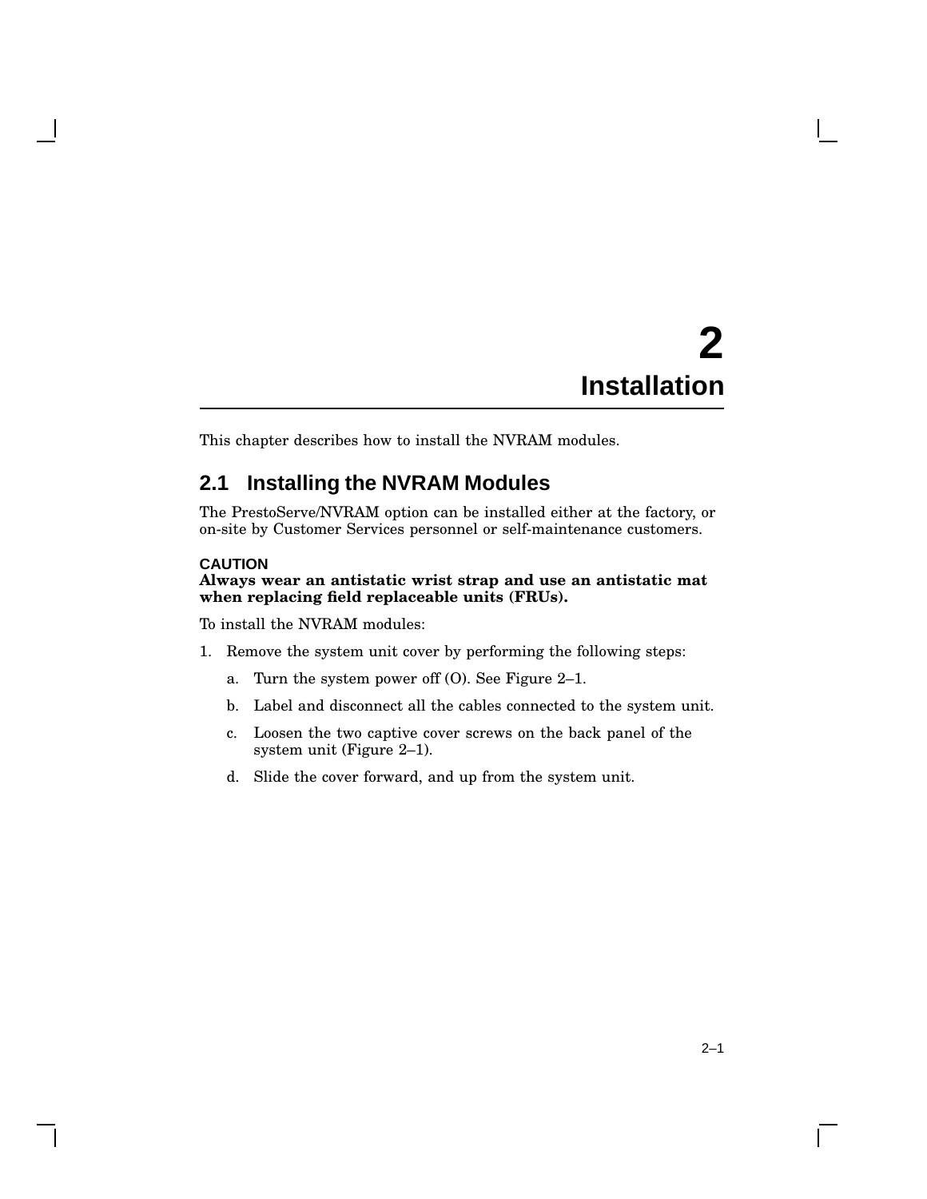# 2 Installation

This chapter describes how to install the NVRAM modules.

## 2.1 Installing the NVRAM Modules

The PrestoServe/NVRAM option can be installed either at the factory, or on-site by Customer Services personnel or self-maintenance customers.

**CAUTION**
**Always wear an antistatic wrist strap and use an antistatic mat when replacing field replaceable units (FRUs).**

To install the NVRAM modules:

1. Remove the system unit cover by performing the following steps:
   a. Turn the system power off (O). See Figure 2–1.
   b. Label and disconnect all the cables connected to the system unit.
   c. Loosen the two captive cover screws on the back panel of the system unit (Figure 2–1).
   d. Slide the cover forward, and up from the system unit.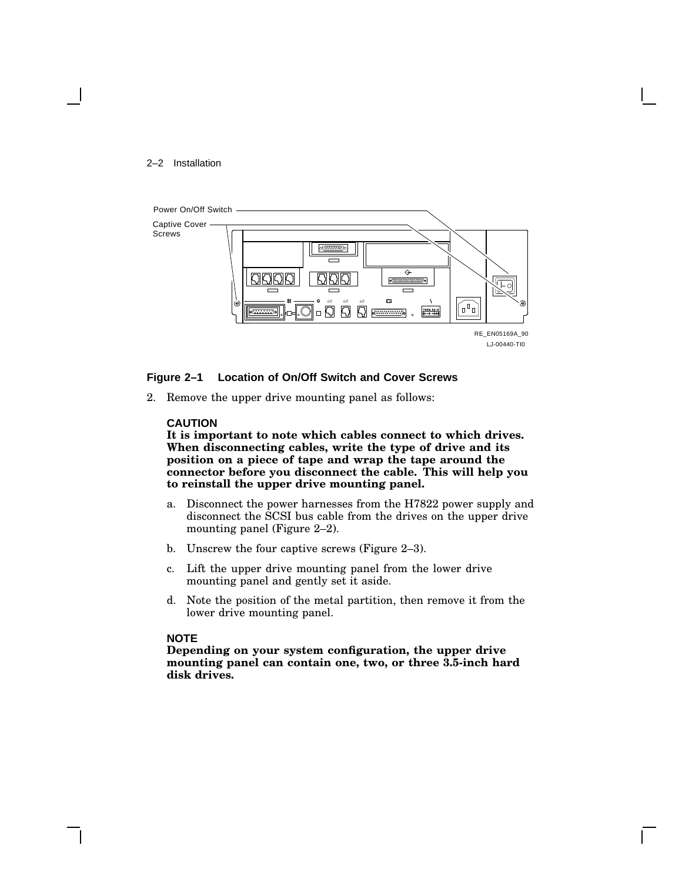Power On/Off Switch

Captive Cover Screws

RE_EN05169A_90

LJ-00440-TI0

**Figure 2–1 Location of On/Off Switch and Cover Screws**

2. Remove the upper drive mounting panel as follows:

**CAUTION**

**It is important to note which cables connect to which drives. When disconnecting cables, write the type of drive and its position on a piece of tape and wrap the tape around the connector before you disconnect the cable. This will help you to reinstall the upper drive mounting panel.**

   a. Disconnect the power harnesses from the H7822 power supply and disconnect the SCSI bus cable from the drives on the upper drive mounting panel (Figure 2–2).

   b. Unscrew the four captive screws (Figure 2–3).

   c. Lift the upper drive mounting panel from the lower drive mounting panel and gently set it aside.

   d. Note the position of the metal partition, then remove it from the lower drive mounting panel.

**NOTE**

**Depending on your system configuration, the upper drive mounting panel can contain one, two, or three 3.5-inch hard disk drives.**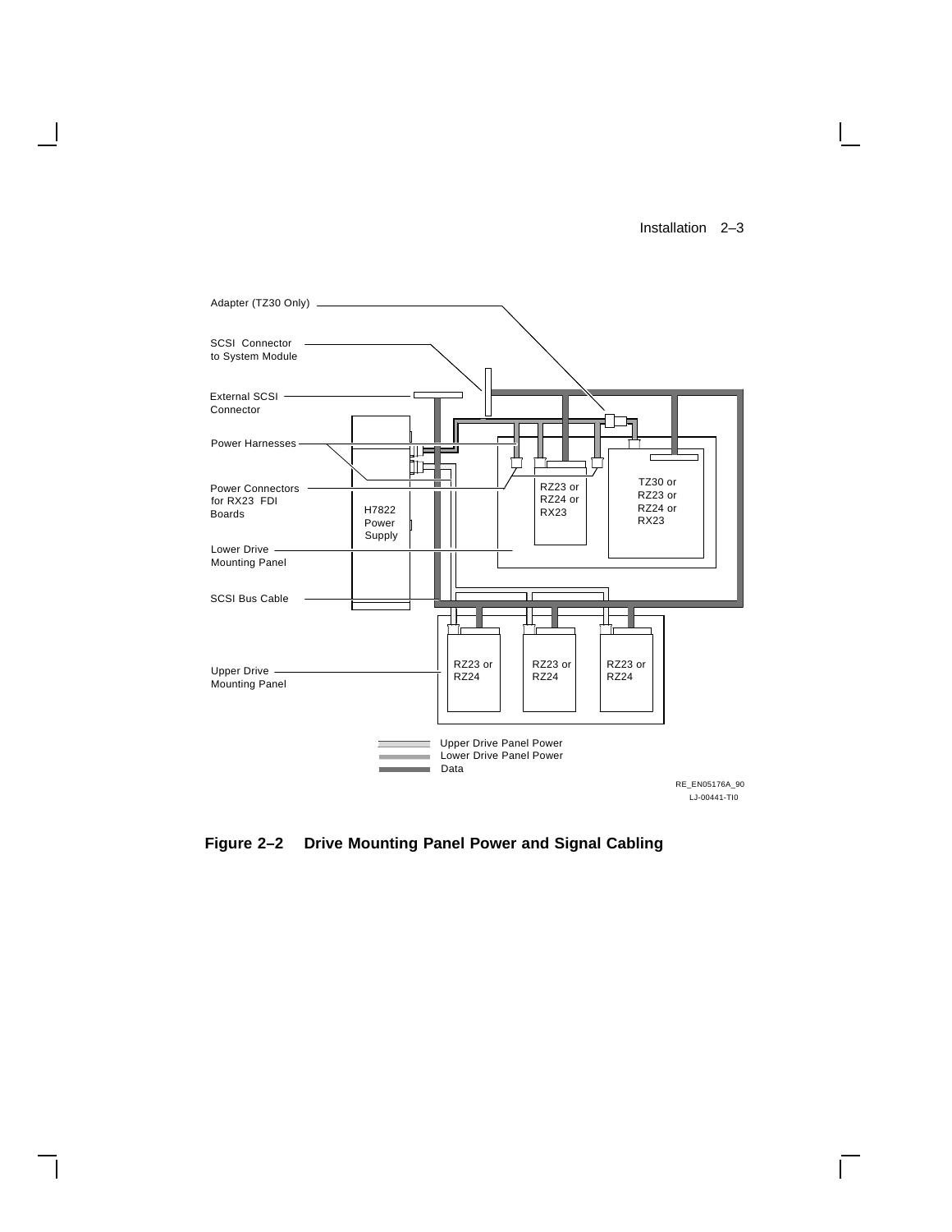Adapter (TZ30 Only)

SCSI Connector to System Module

External SCSI Connector

Power Harnesses

Power Connectors for RX23 FDI Boards

H7822 Power Supply

Lower Drive Mounting Panel

SCSI Bus Cable

Upper Drive Mounting Panel

RZ23 or RZ24 or RX23

TZ30 or RZ23 or RZ24 or RX23

RZ23 or RZ24

RZ23 or RZ24

RZ23 or RZ24

Upper Drive Panel Power
Lower Drive Panel Power
Data

RE_EN05176A_90
LJ-00441-TI0

**Figure 2–2 Drive Mounting Panel Power and Signal Cabling**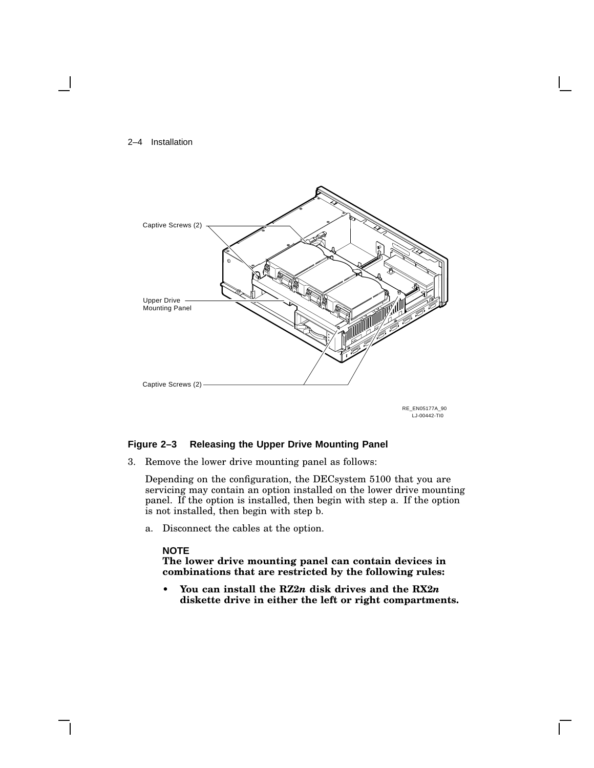**Figure 2–3 Releasing the Upper Drive Mounting Panel**

3. Remove the lower drive mounting panel as follows:

   Depending on the configuration, the DECsystem 5100 that you are servicing may contain an option installed on the lower drive mounting panel. If the option is installed, then begin with step a. If the option is not installed, then begin with step b.

   a. Disconnect the cables at the option.

      **NOTE**
      **The lower drive mounting panel can contain devices in combinations that are restricted by the following rules:**

      - **You can install the RZ2*n* disk drives and the RX2*n* diskette drive in either the left or right compartments.**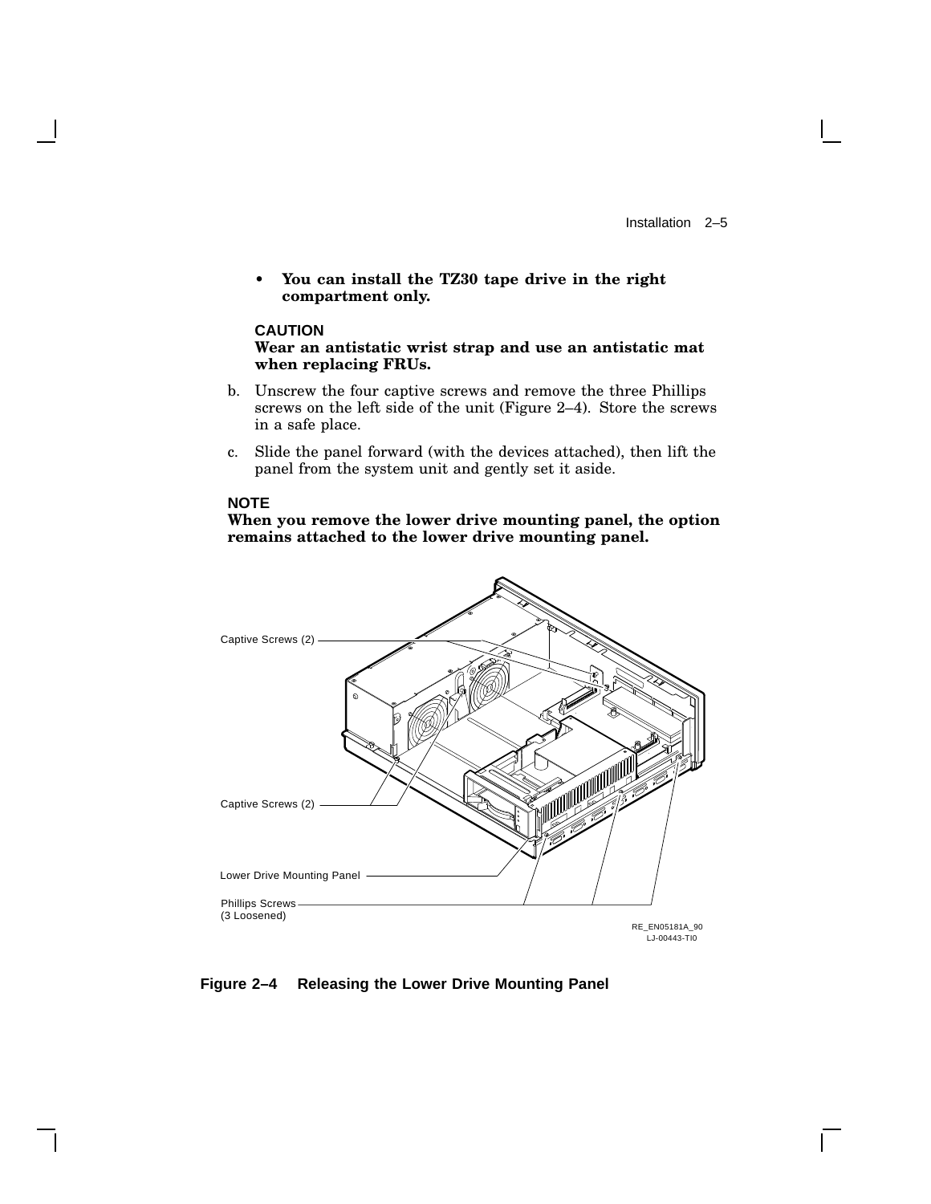- **You can install the TZ30 tape drive in the right compartment only.**

**CAUTION**
**Wear an antistatic wrist strap and use an antistatic mat when replacing FRUs.**

b. Unscrew the four captive screws and remove the three Phillips screws on the left side of the unit (Figure 2–4). Store the screws in a safe place.

c. Slide the panel forward (with the devices attached), then lift the panel from the system unit and gently set it aside.

**NOTE**
**When you remove the lower drive mounting panel, the option remains attached to the lower drive mounting panel.**

Captive Screws (2)

Captive Screws (2)

Lower Drive Mounting Panel

Phillips Screws
(3 Loosened)

RE_EN05181A_90
LJ-00443-TI0

**Figure 2–4 Releasing the Lower Drive Mounting Panel**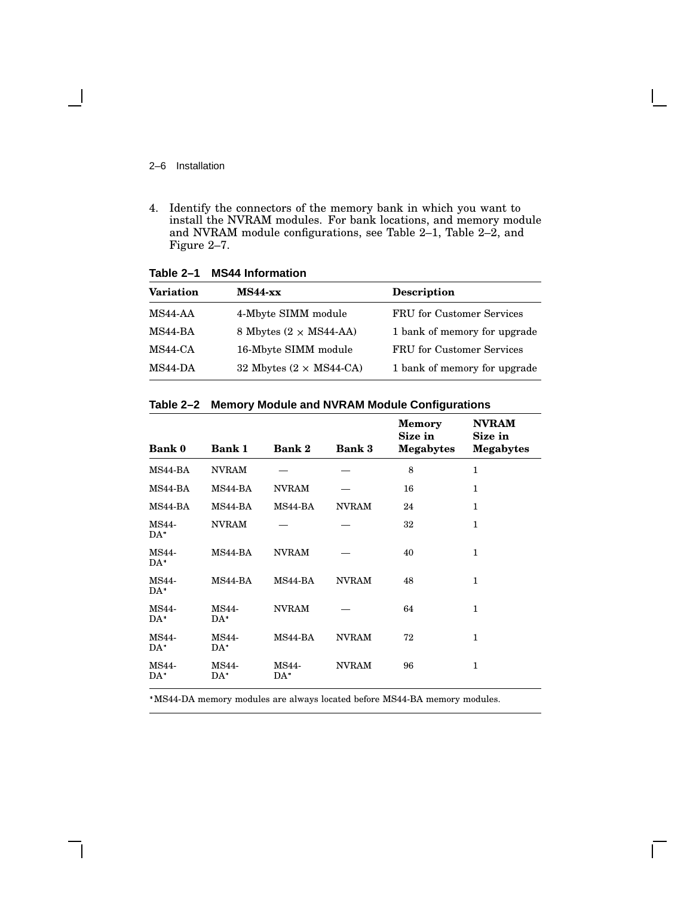4. Identify the connectors of the memory bank in which you want to install the NVRAM modules. For bank locations, and memory module and NVRAM module configurations, see Table 2–1, Table 2–2, and Figure 2–7.

**Table 2–1 MS44 Information**

| Variation | MS44-xx | Description |
|---|---|---|
| MS44-AA | 4-Mbyte SIMM module | FRU for Customer Services |
| MS44-BA | 8 Mbytes (2 × MS44-AA) | 1 bank of memory for upgrade |
| MS44-CA | 16-Mbyte SIMM module | FRU for Customer Services |
| MS44-DA | 32 Mbytes (2 × MS44-CA) | 1 bank of memory for upgrade |

**Table 2–2 Memory Module and NVRAM Module Configurations**

| Bank 0 | Bank 1 | Bank 2 | Bank 3 | Memory Size in Megabytes | NVRAM Size in Megabytes |
|---|---|---|---|---|---|
| MS44-BA | NVRAM | — | — | 8 | 1 |
| MS44-BA | MS44-BA | NVRAM | — | 16 | 1 |
| MS44-BA | MS44-BA | MS44-BA | NVRAM | 24 | 1 |
| MS44-DA* | NVRAM | — | — | 32 | 1 |
| MS44-DA* | MS44-BA | NVRAM | — | 40 | 1 |
| MS44-DA* | MS44-BA | MS44-BA | NVRAM | 48 | 1 |
| MS44-DA* | MS44-DA* | NVRAM | — | 64 | 1 |
| MS44-DA* | MS44-DA* | MS44-BA | NVRAM | 72 | 1 |
| MS44-DA* | MS44-DA* | MS44-DA* | NVRAM | 96 | 1 |

*MS44-DA memory modules are always located before MS44-BA memory modules.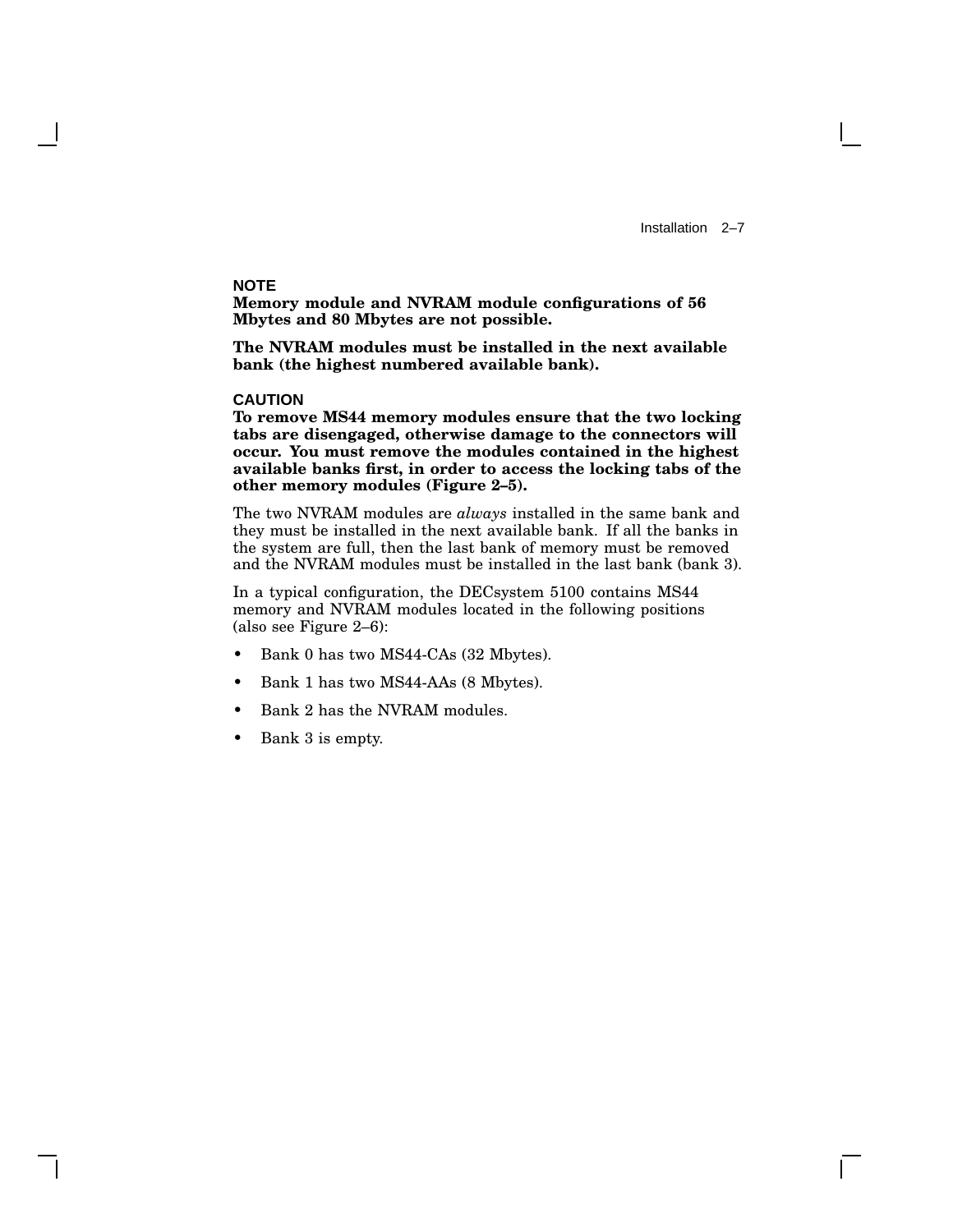**NOTE**
**Memory module and NVRAM module configurations of 56 Mbytes and 80 Mbytes are not possible.**

**The NVRAM modules must be installed in the next available bank (the highest numbered available bank).**

**CAUTION**
**To remove MS44 memory modules ensure that the two locking tabs are disengaged, otherwise damage to the connectors will occur. You must remove the modules contained in the highest available banks first, in order to access the locking tabs of the other memory modules (Figure 2–5).**

The two NVRAM modules are *always* installed in the same bank and they must be installed in the next available bank. If all the banks in the system are full, then the last bank of memory must be removed and the NVRAM modules must be installed in the last bank (bank 3).

In a typical configuration, the DECsystem 5100 contains MS44 memory and NVRAM modules located in the following positions (also see Figure 2–6):

- Bank 0 has two MS44-CAs (32 Mbytes).
- Bank 1 has two MS44-AAs (8 Mbytes).
- Bank 2 has the NVRAM modules.
- Bank 3 is empty.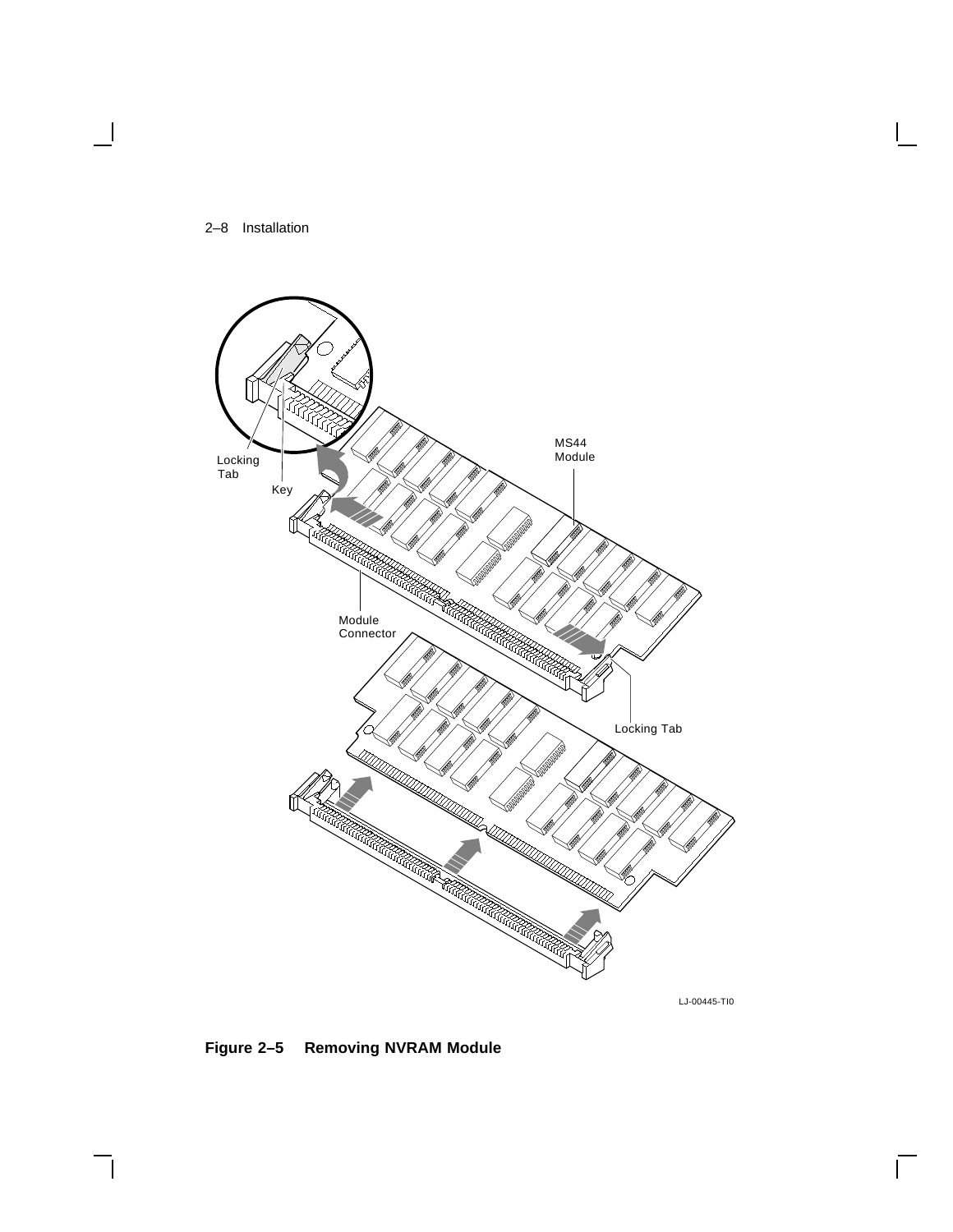Figure 2–5 Removing NVRAM Module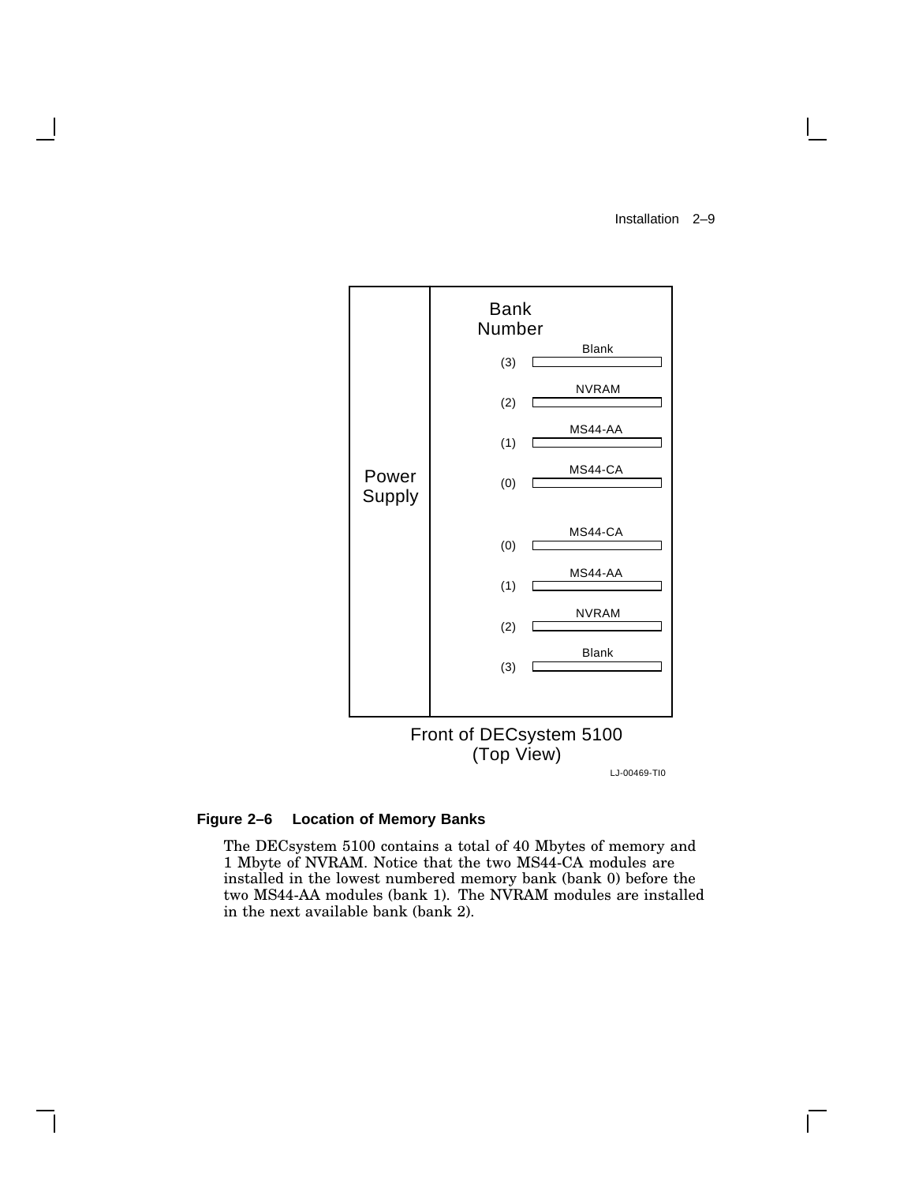| Power Supply | Bank Number | Module |
|---|---|---|
| | (3) | Blank |
| | (2) | NVRAM |
| | (1) | MS44-AA |
| | (0) | MS44-CA |
| | (0) | MS44-CA |
| | (1) | MS44-AA |
| | (2) | NVRAM |
| | (3) | Blank |

Front of DECsystem 5100
(Top View)

LJ-00469-TI0

**Figure 2–6 Location of Memory Banks**

The DECsystem 5100 contains a total of 40 Mbytes of memory and 1 Mbyte of NVRAM. Notice that the two MS44-CA modules are installed in the lowest numbered memory bank (bank 0) before the two MS44-AA modules (bank 1). The NVRAM modules are installed in the next available bank (bank 2).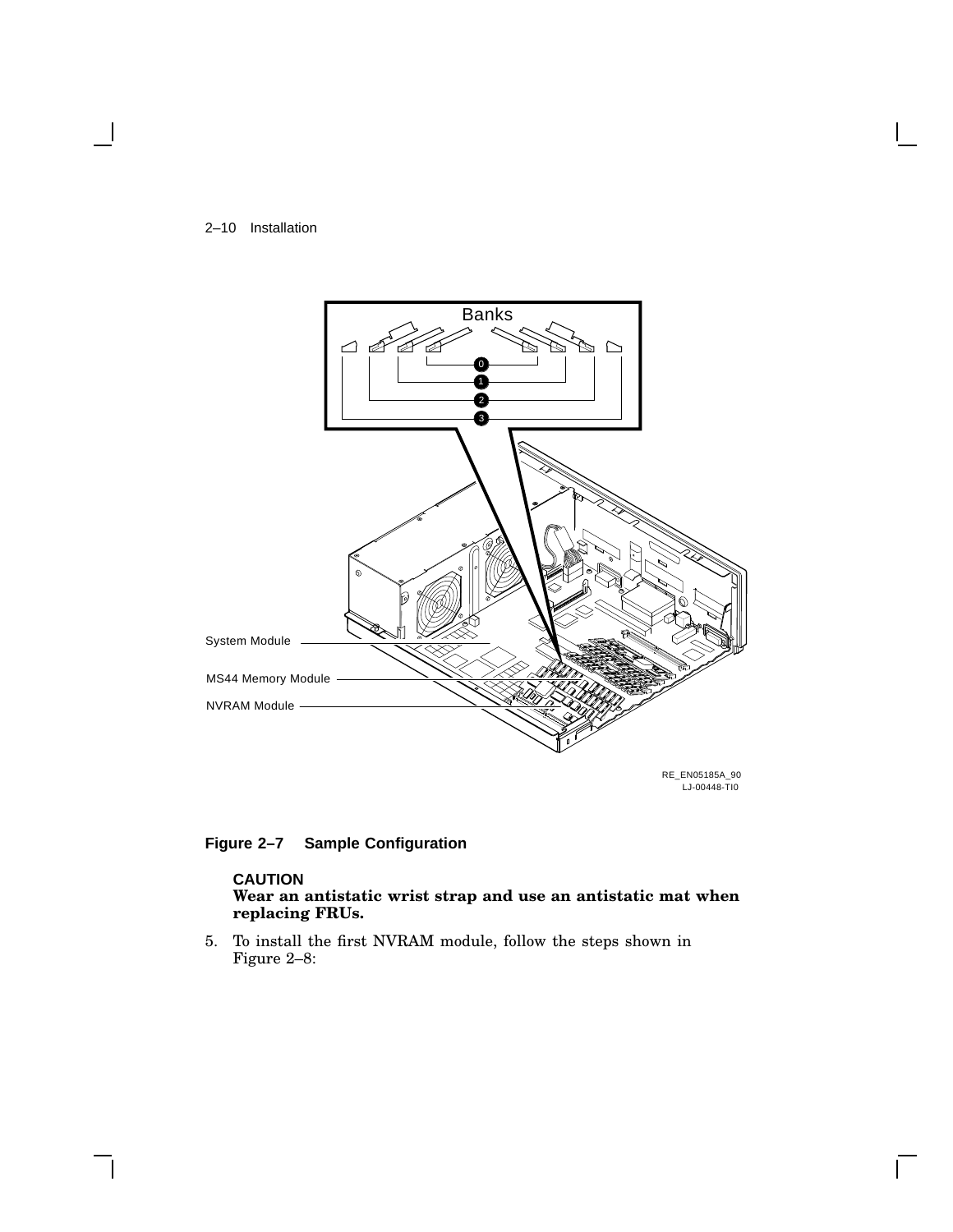Banks

0
1
2
3

System Module

MS44 Memory Module

NVRAM Module

RE_EN05185A_90
LJ-00448-TI0

**Figure 2–7 Sample Configuration**

**CAUTION**
**Wear an antistatic wrist strap and use an antistatic mat when replacing FRUs.**

5. To install the first NVRAM module, follow the steps shown in Figure 2–8: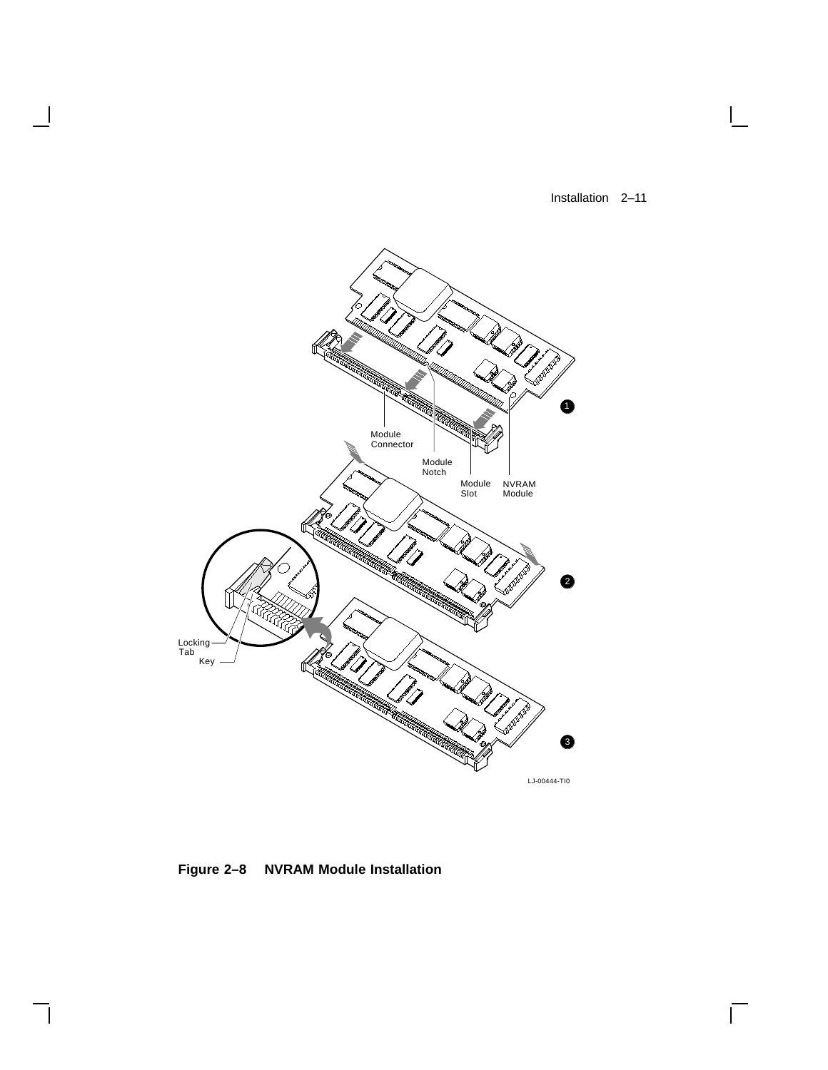**Figure 2–8 NVRAM Module Installation**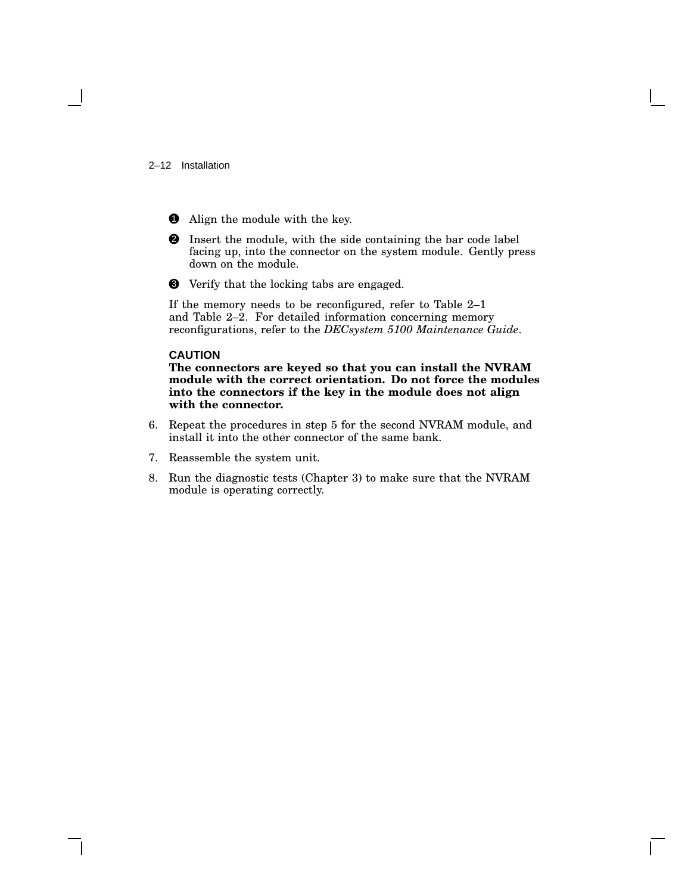❶ Align the module with the key.

❷ Insert the module, with the side containing the bar code label facing up, into the connector on the system module. Gently press down on the module.

❸ Verify that the locking tabs are engaged.

If the memory needs to be reconfigured, refer to Table 2–1 and Table 2–2. For detailed information concerning memory reconfigurations, refer to the *DECsystem 5100 Maintenance Guide*.

**CAUTION**

**The connectors are keyed so that you can install the NVRAM module with the correct orientation. Do not force the modules into the connectors if the key in the module does not align with the connector.**

6. Repeat the procedures in step 5 for the second NVRAM module, and install it into the other connector of the same bank.
7. Reassemble the system unit.
8. Run the diagnostic tests (Chapter 3) to make sure that the NVRAM module is operating correctly.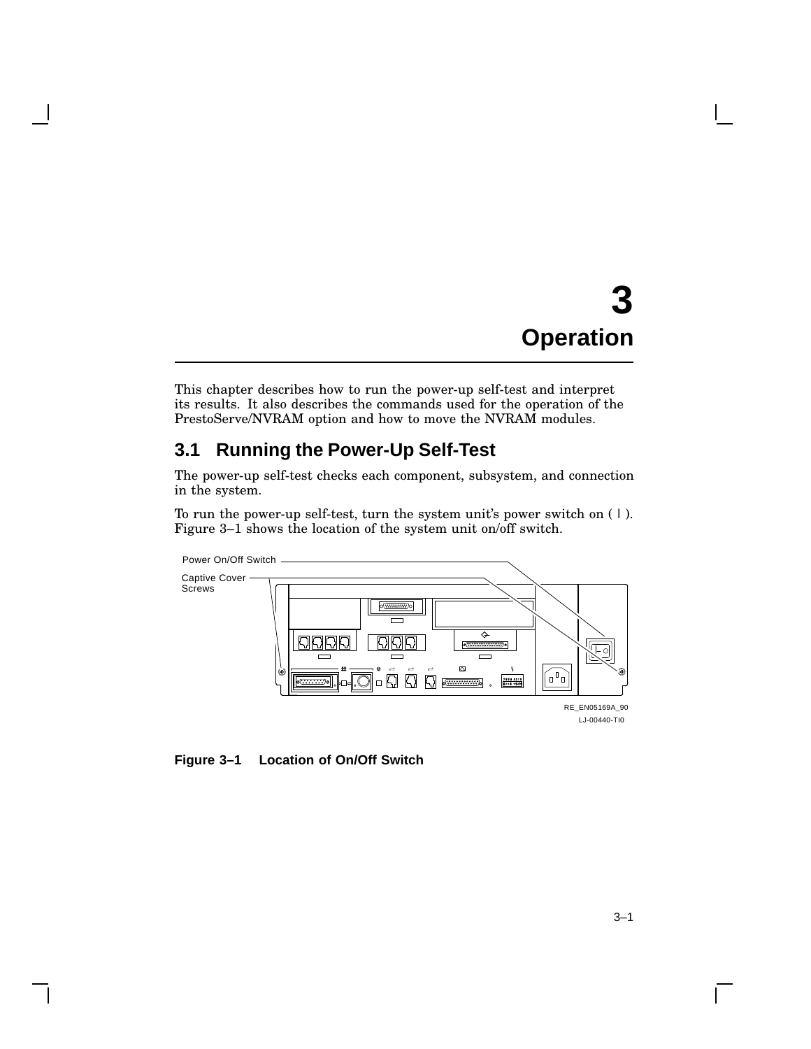# 3 Operation

This chapter describes how to run the power-up self-test and interpret its results. It also describes the commands used for the operation of the PrestoServe/NVRAM option and how to move the NVRAM modules.

## 3.1 Running the Power-Up Self-Test

The power-up self-test checks each component, subsystem, and connection in the system.

To run the power-up self-test, turn the system unit's power switch on ( | ). Figure 3–1 shows the location of the system unit on/off switch.

Power On/Off Switch

Captive Cover Screws

RE_EN05169A_90
LJ-00440-TI0

**Figure 3–1 Location of On/Off Switch**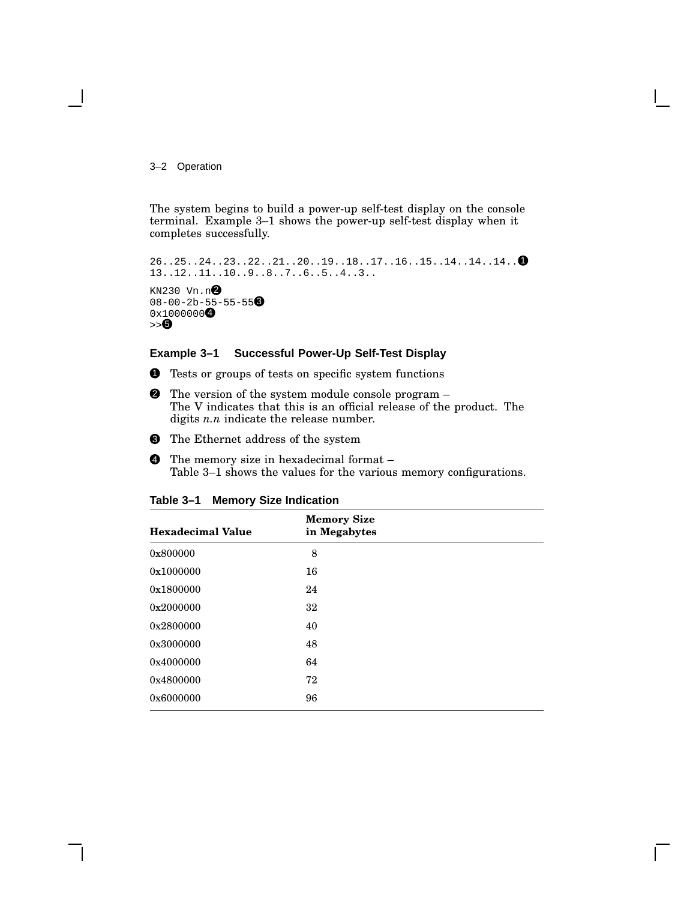The system begins to build a power-up self-test display on the console terminal. Example 3–1 shows the power-up self-test display when it completes successfully.

```
26..25..24..23..22..21..20..19..18..17..16..15..14..14..14..❶
13..12..11..10..9..8..7..6..5..4..3..

KN230 Vn.n❷
08-00-2b-55-55-55❸
0x1000000❹
>>❺
```

**Example 3–1 Successful Power-Up Self-Test Display**

❶ Tests or groups of tests on specific system functions

❷ The version of the system module console program –
The V indicates that this is an official release of the product. The digits *n.n* indicate the release number.

❸ The Ethernet address of the system

❹ The memory size in hexadecimal format –
Table 3–1 shows the values for the various memory configurations.

**Table 3–1 Memory Size Indication**

| Hexadecimal Value | Memory Size in Megabytes |
|---|---|
| 0x800000 | 8 |
| 0x1000000 | 16 |
| 0x1800000 | 24 |
| 0x2000000 | 32 |
| 0x2800000 | 40 |
| 0x3000000 | 48 |
| 0x4000000 | 64 |
| 0x4800000 | 72 |
| 0x6000000 | 96 |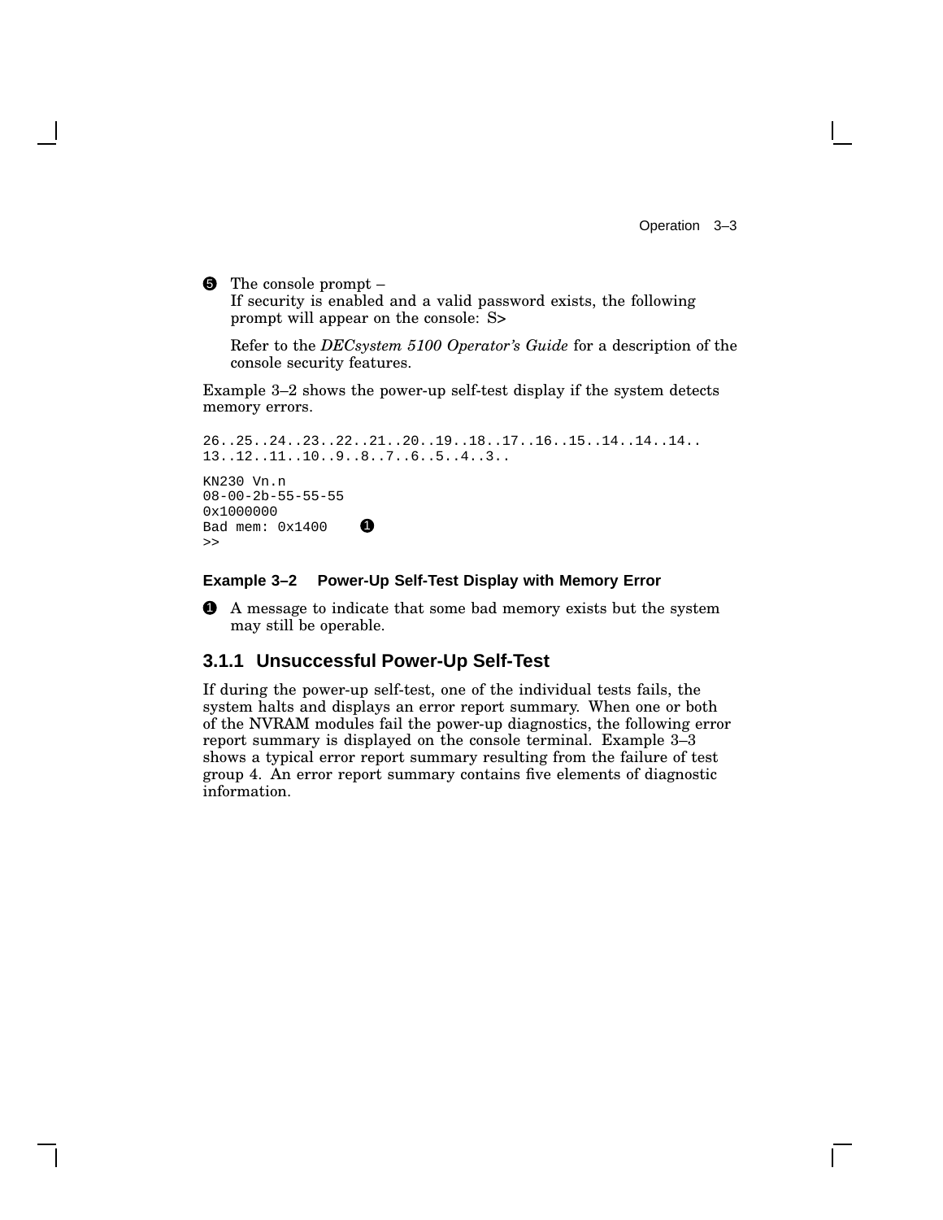❺ The console prompt –
If security is enabled and a valid password exists, the following prompt will appear on the console: S>

Refer to the *DECsystem 5100 Operator's Guide* for a description of the console security features.

Example 3–2 shows the power-up self-test display if the system detects memory errors.

```
26..25..24..23..22..21..20..19..18..17..16..15..14..14..14..
13..12..11..10..9..8..7..6..5..4..3..

KN230 Vn.n
08-00-2b-55-55-55
0x1000000
Bad mem: 0x1400     ❶
>>
```

**Example 3–2 Power-Up Self-Test Display with Memory Error**

❶ A message to indicate that some bad memory exists but the system may still be operable.

### 3.1.1 Unsuccessful Power-Up Self-Test

If during the power-up self-test, one of the individual tests fails, the system halts and displays an error report summary. When one or both of the NVRAM modules fail the power-up diagnostics, the following error report summary is displayed on the console terminal. Example 3–3 shows a typical error report summary resulting from the failure of test group 4. An error report summary contains five elements of diagnostic information.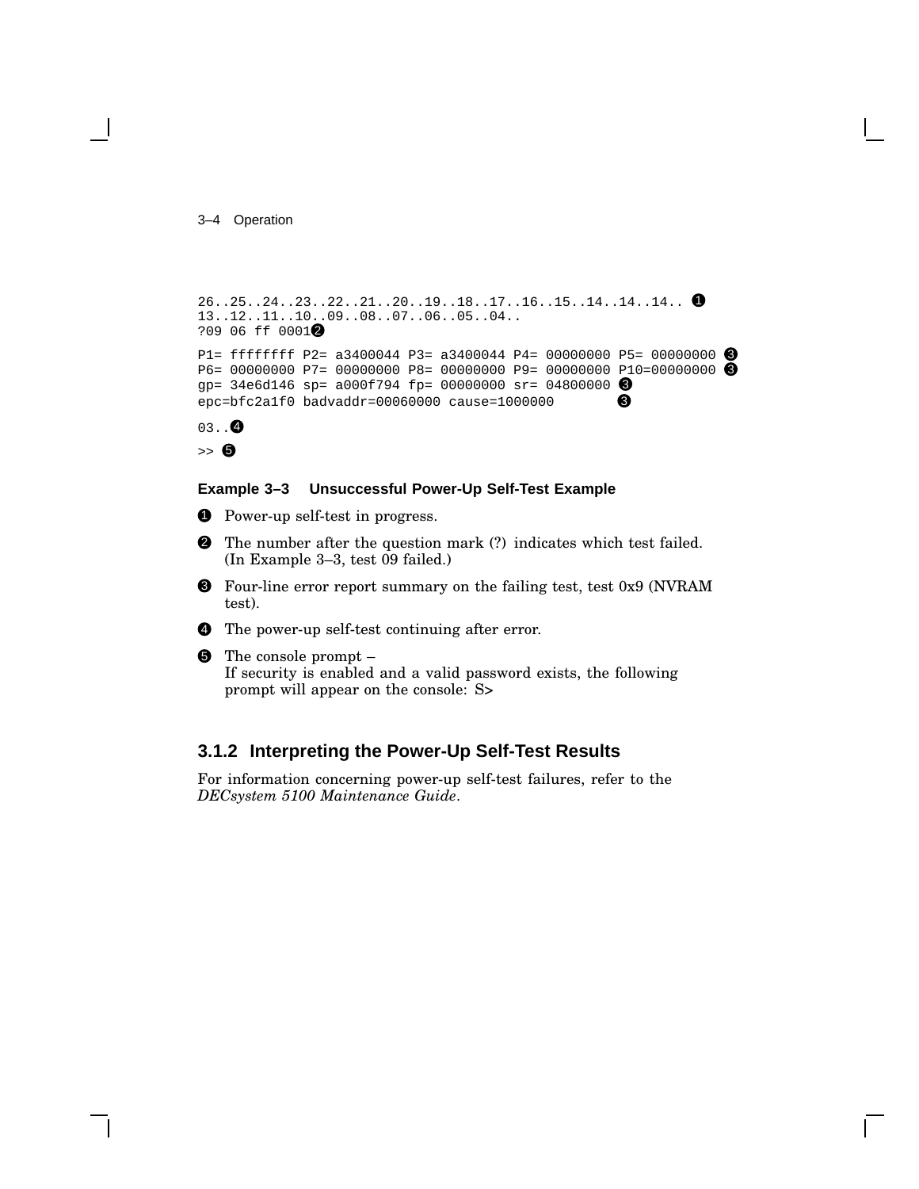```
26..25..24..23..22..21..20..19..18..17..16..15..14..14..14.. ❶
13..12..11..10..09..08..07..06..05..04..
?09 06 ff 0001❷

P1= ffffffff P2= a3400044 P3= a3400044 P4= 00000000 P5= 00000000 ❸
P6= 00000000 P7= 00000000 P8= 00000000 P9= 00000000 P10=00000000 ❸
gp= 34e6d146 sp= a000f794 fp= 00000000 sr= 04800000 ❸
epc=bfc2a1f0 badvaddr=00060000 cause=1000000          ❸

03..❹

>> ❺
```

**Example 3–3 Unsuccessful Power-Up Self-Test Example**

❶ Power-up self-test in progress.

❷ The number after the question mark (?) indicates which test failed. (In Example 3–3, test 09 failed.)

❸ Four-line error report summary on the failing test, test 0x9 (NVRAM test).

❹ The power-up self-test continuing after error.

❺ The console prompt –
If security is enabled and a valid password exists, the following prompt will appear on the console: S>

### 3.1.2 Interpreting the Power-Up Self-Test Results

For information concerning power-up self-test failures, refer to the *DECsystem 5100 Maintenance Guide*.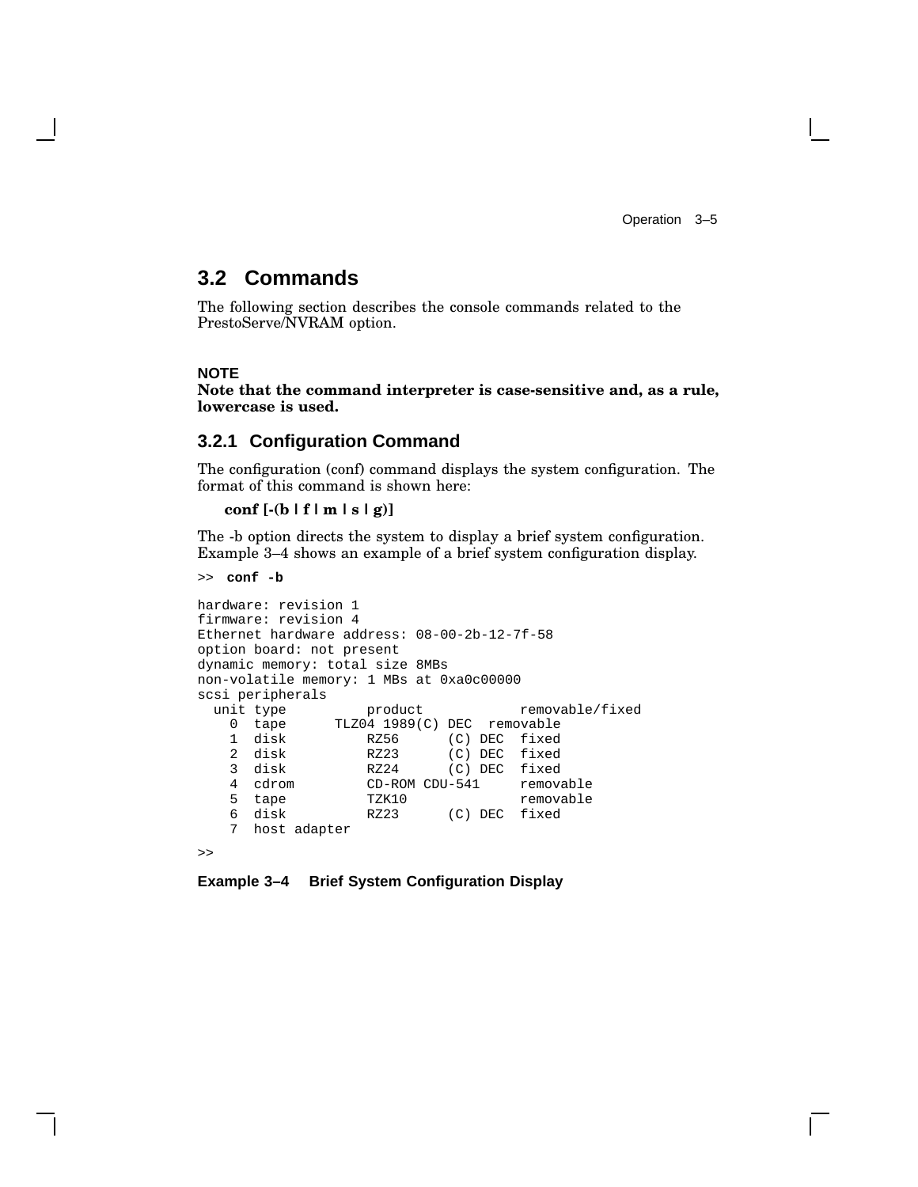## 3.2 Commands

The following section describes the console commands related to the PrestoServe/NVRAM option.

**NOTE**

**Note that the command interpreter is case-sensitive and, as a rule, lowercase is used.**

### 3.2.1 Configuration Command

The configuration (conf) command displays the system configuration. The format of this command is shown here:

**conf [-(b | f | m | s | g)]**

The -b option directs the system to display a brief system configuration. Example 3–4 shows an example of a brief system configuration display.

```
>>  conf -b

hardware: revision 1
firmware: revision 4
Ethernet hardware address: 08-00-2b-12-7f-58
option board: not present
dynamic memory: total size 8MBs
non-volatile memory: 1 MBs at 0xa0c00000
scsi peripherals
  unit type          product            removable/fixed
    0  tape      TLZ04 1989(C) DEC  removable
    1  disk          RZ56      (C) DEC  fixed
    2  disk          RZ23      (C) DEC  fixed
    3  disk          RZ24      (C) DEC  fixed
    4  cdrom         CD-ROM CDU-541     removable
    5  tape          TZK10              removable
    6  disk          RZ23      (C) DEC  fixed
    7  host adapter

>>
```

**Example 3–4 Brief System Configuration Display**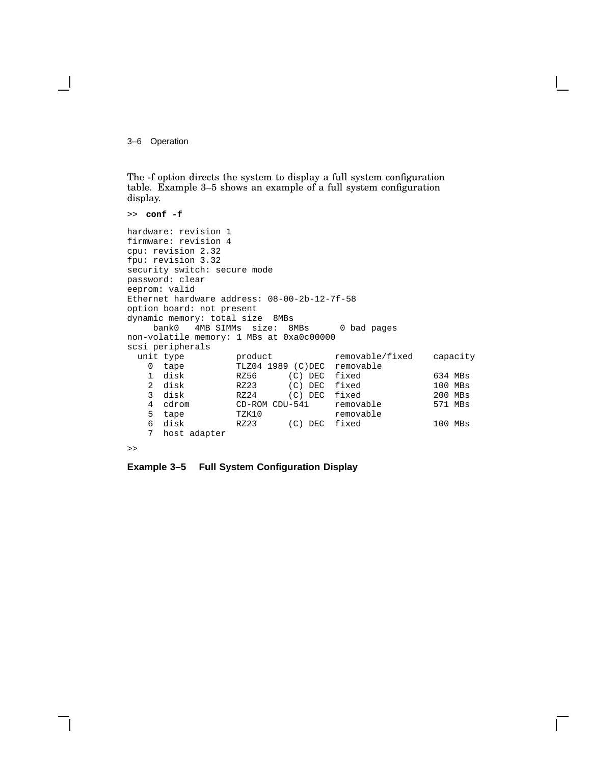The -f option directs the system to display a full system configuration table. Example 3–5 shows an example of a full system configuration display.

```
>> conf -f

hardware: revision 1
firmware: revision 4
cpu: revision 2.32
fpu: revision 3.32
security switch: secure mode
password: clear
eeprom: valid
Ethernet hardware address: 08-00-2b-12-7f-58
option board: not present
dynamic memory: total size  8MBs
     bank0   4MB SIMMs  size:  8MBs      0 bad pages
non-volatile memory: 1 MBs at 0xa0c00000
scsi peripherals
  unit type          product           removable/fixed    capacity
    0  tape          TLZ04 1989 (C)DEC  removable
    1  disk          RZ56      (C) DEC  fixed              634 MBs
    2  disk          RZ23      (C) DEC  fixed              100 MBs
    3  disk          RZ24      (C) DEC  fixed              200 MBs
    4  cdrom         CD-ROM CDU-541     removable          571 MBs
    5  tape          TZK10              removable
    6  disk          RZ23      (C) DEC  fixed              100 MBs
    7  host adapter

>>
```

**Example 3–5 Full System Configuration Display**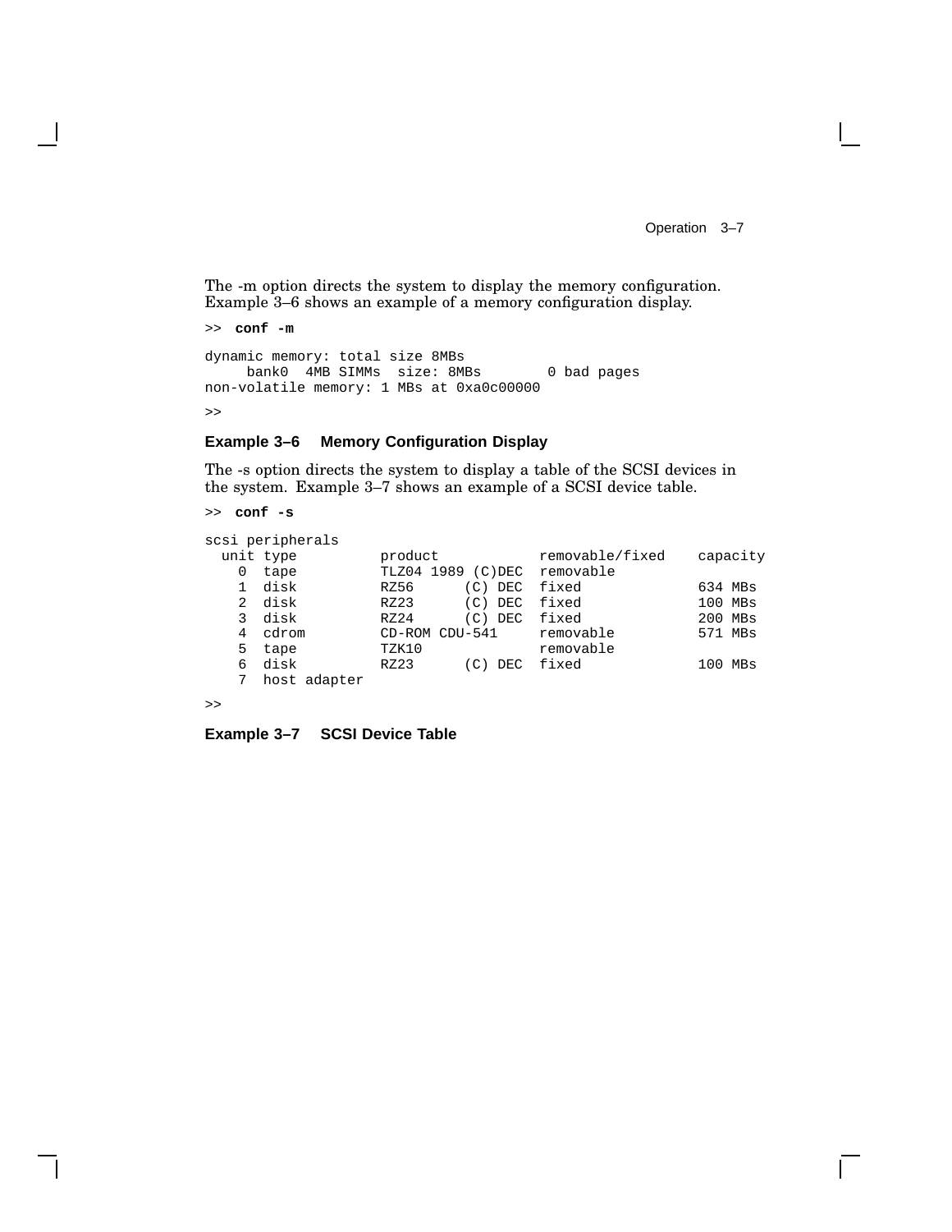The -m option directs the system to display the memory configuration. Example 3–6 shows an example of a memory configuration display.

```
>>  conf -m

dynamic memory: total size 8MBs
     bank0  4MB SIMMs  size: 8MBs        0 bad pages
non-volatile memory: 1 MBs at 0xa0c00000

>>
```

**Example 3–6 Memory Configuration Display**

The -s option directs the system to display a table of the SCSI devices in the system. Example 3–7 shows an example of a SCSI device table.

```
>>  conf -s

scsi peripherals
  unit type          product            removable/fixed    capacity
    0  tape          TLZ04 1989 (C)DEC  removable
    1  disk          RZ56      (C) DEC  fixed              634 MBs
    2  disk          RZ23      (C) DEC  fixed              100 MBs
    3  disk          RZ24      (C) DEC  fixed              200 MBs
    4  cdrom         CD-ROM CDU-541     removable          571 MBs
    5  tape          TZK10              removable
    6  disk          RZ23      (C) DEC  fixed              100 MBs
    7  host adapter

>>
```

**Example 3–7 SCSI Device Table**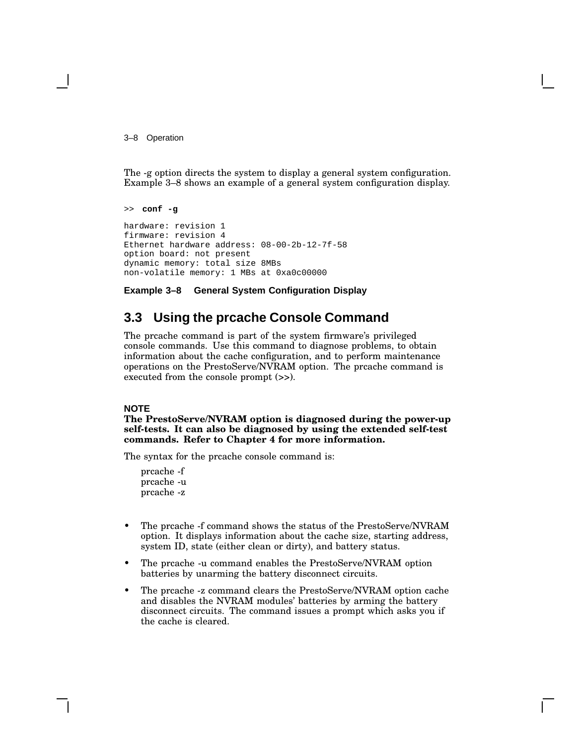The -g option directs the system to display a general system configuration. Example 3–8 shows an example of a general system configuration display.

```
>> conf -g

hardware: revision 1
firmware: revision 4
Ethernet hardware address: 08-00-2b-12-7f-58
option board: not present
dynamic memory: total size 8MBs
non-volatile memory: 1 MBs at 0xa0c00000
```

**Example 3–8 General System Configuration Display**

## 3.3 Using the prcache Console Command

The prcache command is part of the system firmware's privileged console commands. Use this command to diagnose problems, to obtain information about the cache configuration, and to perform maintenance operations on the PrestoServe/NVRAM option. The prcache command is executed from the console prompt (>>).

**NOTE**

**The PrestoServe/NVRAM option is diagnosed during the power-up self-tests. It can also be diagnosed by using the extended self-test commands. Refer to Chapter 4 for more information.**

The syntax for the prcache console command is:

prcache -f
prcache -u
prcache -z

- The prcache -f command shows the status of the PrestoServe/NVRAM option. It displays information about the cache size, starting address, system ID, state (either clean or dirty), and battery status.
- The prcache -u command enables the PrestoServe/NVRAM option batteries by unarming the battery disconnect circuits.
- The prcache -z command clears the PrestoServe/NVRAM option cache and disables the NVRAM modules' batteries by arming the battery disconnect circuits. The command issues a prompt which asks you if the cache is cleared.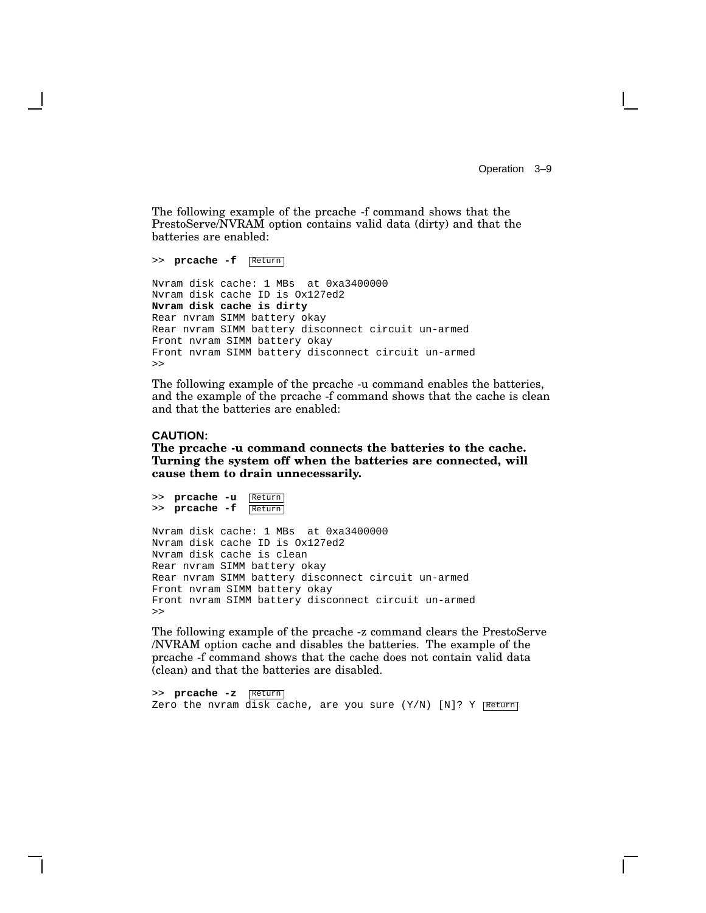The following example of the prcache -f command shows that the PrestoServe/NVRAM option contains valid data (dirty) and that the batteries are enabled:

```
>> prcache -f  Return

Nvram disk cache: 1 MBs  at 0xa3400000
Nvram disk cache ID is Ox127ed2
Nvram disk cache is dirty
Rear nvram SIMM battery okay
Rear nvram SIMM battery disconnect circuit un-armed
Front nvram SIMM battery okay
Front nvram SIMM battery disconnect circuit un-armed
>>
```

The following example of the prcache -u command enables the batteries, and the example of the prcache -f command shows that the cache is clean and that the batteries are enabled:

**CAUTION:**
**The prcache -u command connects the batteries to the cache. Turning the system off when the batteries are connected, will cause them to drain unnecessarily.**

```
>> prcache -u  Return
>> prcache -f  Return

Nvram disk cache: 1 MBs  at 0xa3400000
Nvram disk cache ID is Ox127ed2
Nvram disk cache is clean
Rear nvram SIMM battery okay
Rear nvram SIMM battery disconnect circuit un-armed
Front nvram SIMM battery okay
Front nvram SIMM battery disconnect circuit un-armed
>>
```

The following example of the prcache -z command clears the PrestoServe /NVRAM option cache and disables the batteries. The example of the prcache -f command shows that the cache does not contain valid data (clean) and that the batteries are disabled.

```
>> prcache -z  Return
Zero the nvram disk cache, are you sure (Y/N) [N]? Y  Return
```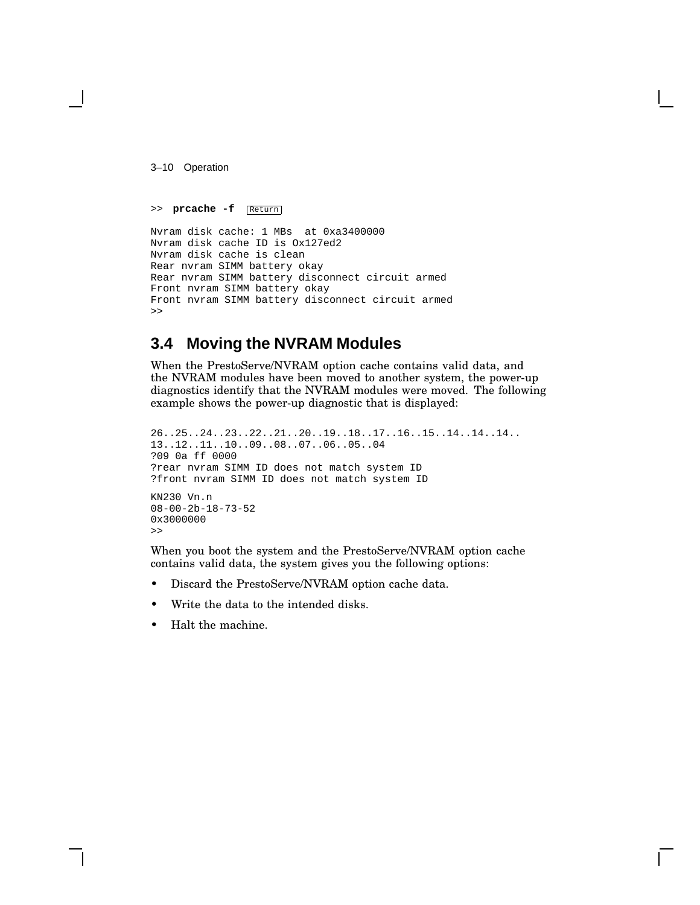```
>> prcache -f  Return

Nvram disk cache: 1 MBs  at 0xa3400000
Nvram disk cache ID is Ox127ed2
Nvram disk cache is clean
Rear nvram SIMM battery okay
Rear nvram SIMM battery disconnect circuit armed
Front nvram SIMM battery okay
Front nvram SIMM battery disconnect circuit armed
>>
```

## 3.4 Moving the NVRAM Modules

When the PrestoServe/NVRAM option cache contains valid data, and the NVRAM modules have been moved to another system, the power-up diagnostics identify that the NVRAM modules were moved. The following example shows the power-up diagnostic that is displayed:

```
26..25..24..23..22..21..20..19..18..17..16..15..14..14..
13..12..11..10..09..08..07..06..05..04
?09 0a ff 0000
?rear nvram SIMM ID does not match system ID
?front nvram SIMM ID does not match system ID

KN230 Vn.n
08-00-2b-18-73-52
0x3000000
>>
```

When you boot the system and the PrestoServe/NVRAM option cache contains valid data, the system gives you the following options:

- Discard the PrestoServe/NVRAM option cache data.
- Write the data to the intended disks.
- Halt the machine.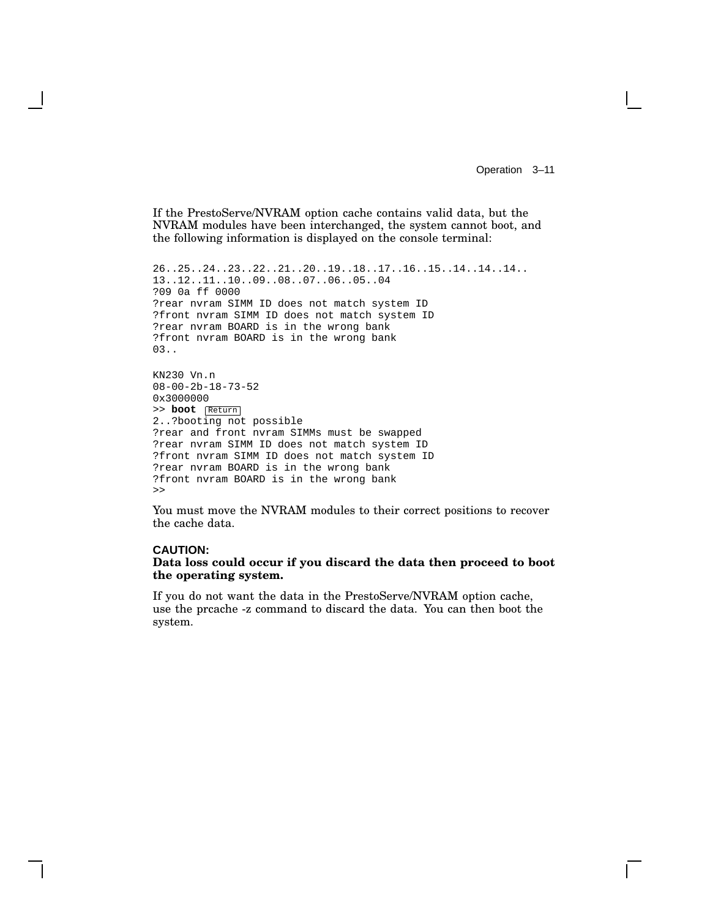If the PrestoServe/NVRAM option cache contains valid data, but the NVRAM modules have been interchanged, the system cannot boot, and the following information is displayed on the console terminal:

```
26..25..24..23..22..21..20..19..18..17..16..15..14..14..14..
13..12..11..10..09..08..07..06..05..04
?09 0a ff 0000
?rear nvram SIMM ID does not match system ID
?front nvram SIMM ID does not match system ID
?rear nvram BOARD is in the wrong bank
?front nvram BOARD is in the wrong bank
03..

KN230 Vn.n
08-00-2b-18-73-52
0x3000000
>> boot Return
2..?booting not possible
?rear and front nvram SIMMs must be swapped
?rear nvram SIMM ID does not match system ID
?front nvram SIMM ID does not match system ID
?rear nvram BOARD is in the wrong bank
?front nvram BOARD is in the wrong bank
>>
```

You must move the NVRAM modules to their correct positions to recover the cache data.

**CAUTION:**
**Data loss could occur if you discard the data then proceed to boot the operating system.**

If you do not want the data in the PrestoServe/NVRAM option cache, use the prcache -z command to discard the data. You can then boot the system.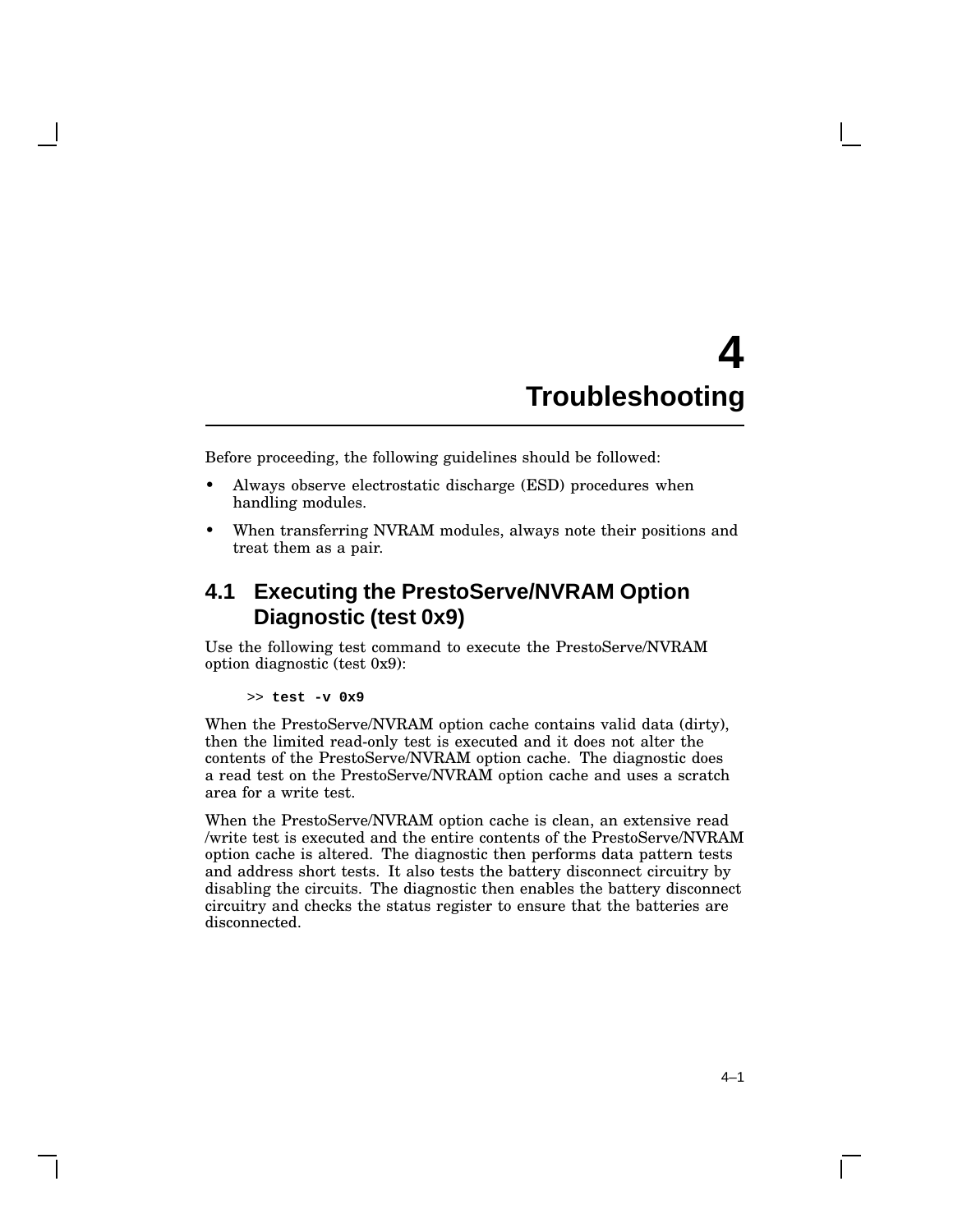# 4 Troubleshooting

Before proceeding, the following guidelines should be followed:

- Always observe electrostatic discharge (ESD) procedures when handling modules.
- When transferring NVRAM modules, always note their positions and treat them as a pair.

## 4.1 Executing the PrestoServe/NVRAM Option Diagnostic (test 0x9)

Use the following test command to execute the PrestoServe/NVRAM option diagnostic (test 0x9):

```
>> test -v 0x9
```

When the PrestoServe/NVRAM option cache contains valid data (dirty), then the limited read-only test is executed and it does not alter the contents of the PrestoServe/NVRAM option cache. The diagnostic does a read test on the PrestoServe/NVRAM option cache and uses a scratch area for a write test.

When the PrestoServe/NVRAM option cache is clean, an extensive read /write test is executed and the entire contents of the PrestoServe/NVRAM option cache is altered. The diagnostic then performs data pattern tests and address short tests. It also tests the battery disconnect circuitry by disabling the circuits. The diagnostic then enables the battery disconnect circuitry and checks the status register to ensure that the batteries are disconnected.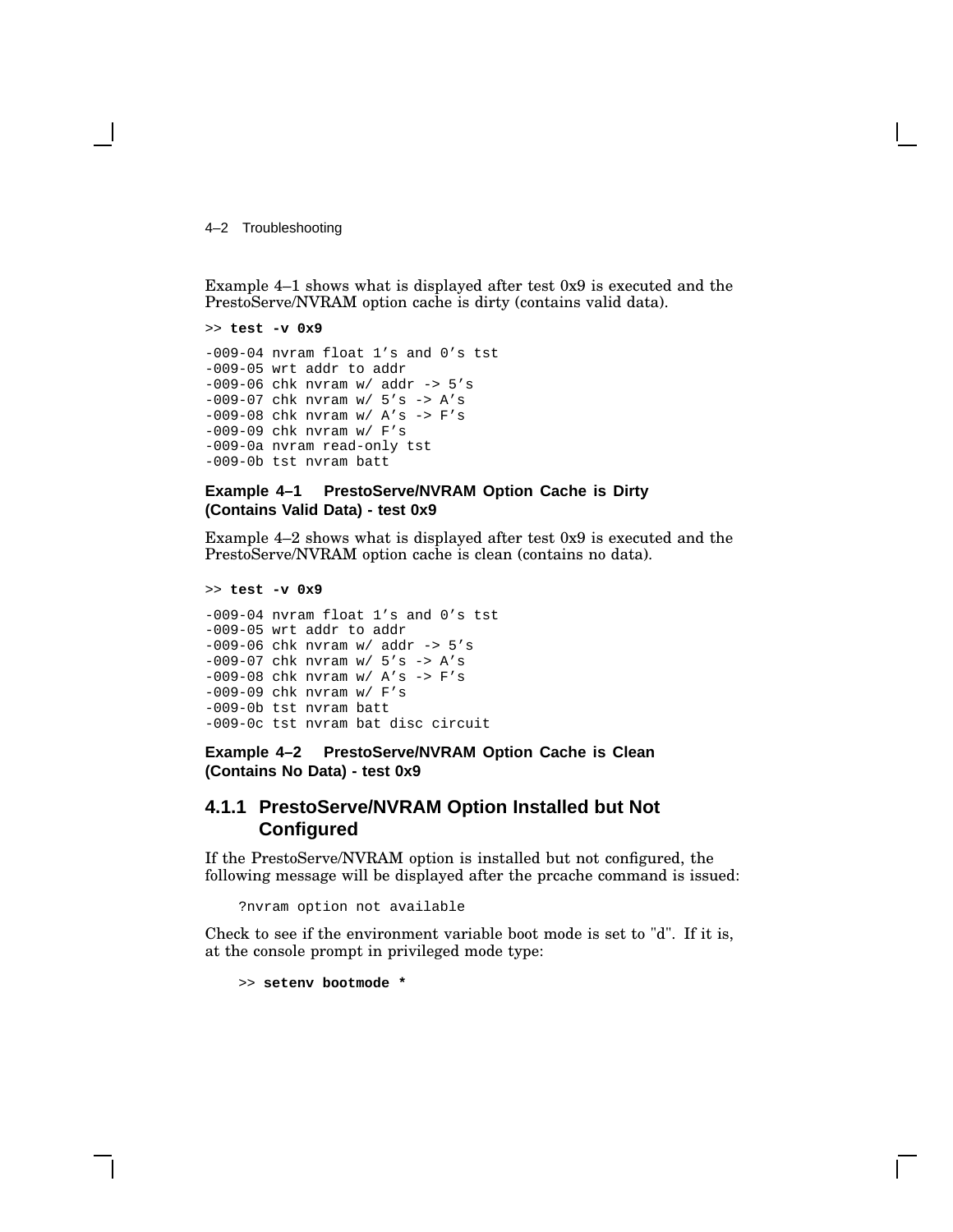Example 4–1 shows what is displayed after test 0x9 is executed and the PrestoServe/NVRAM option cache is dirty (contains valid data).

```
>> test -v 0x9

-009-04 nvram float 1’s and 0’s tst
-009-05 wrt addr to addr
-009-06 chk nvram w/ addr -> 5’s
-009-07 chk nvram w/ 5’s -> A’s
-009-08 chk nvram w/ A’s -> F’s
-009-09 chk nvram w/ F’s
-009-0a nvram read-only tst
-009-0b tst nvram batt
```

**Example 4–1 PrestoServe/NVRAM Option Cache is Dirty (Contains Valid Data) - test 0x9**

Example 4–2 shows what is displayed after test 0x9 is executed and the PrestoServe/NVRAM option cache is clean (contains no data).

```
>> test -v 0x9

-009-04 nvram float 1’s and 0’s tst
-009-05 wrt addr to addr
-009-06 chk nvram w/ addr -> 5’s
-009-07 chk nvram w/ 5’s -> A’s
-009-08 chk nvram w/ A’s -> F’s
-009-09 chk nvram w/ F’s
-009-0b tst nvram batt
-009-0c tst nvram bat disc circuit
```

**Example 4–2 PrestoServe/NVRAM Option Cache is Clean (Contains No Data) - test 0x9**

### 4.1.1 PrestoServe/NVRAM Option Installed but Not Configured

If the PrestoServe/NVRAM option is installed but not configured, the following message will be displayed after the prcache command is issued:

```
?nvram option not available
```

Check to see if the environment variable boot mode is set to "d". If it is, at the console prompt in privileged mode type:

```
>> setenv bootmode *
```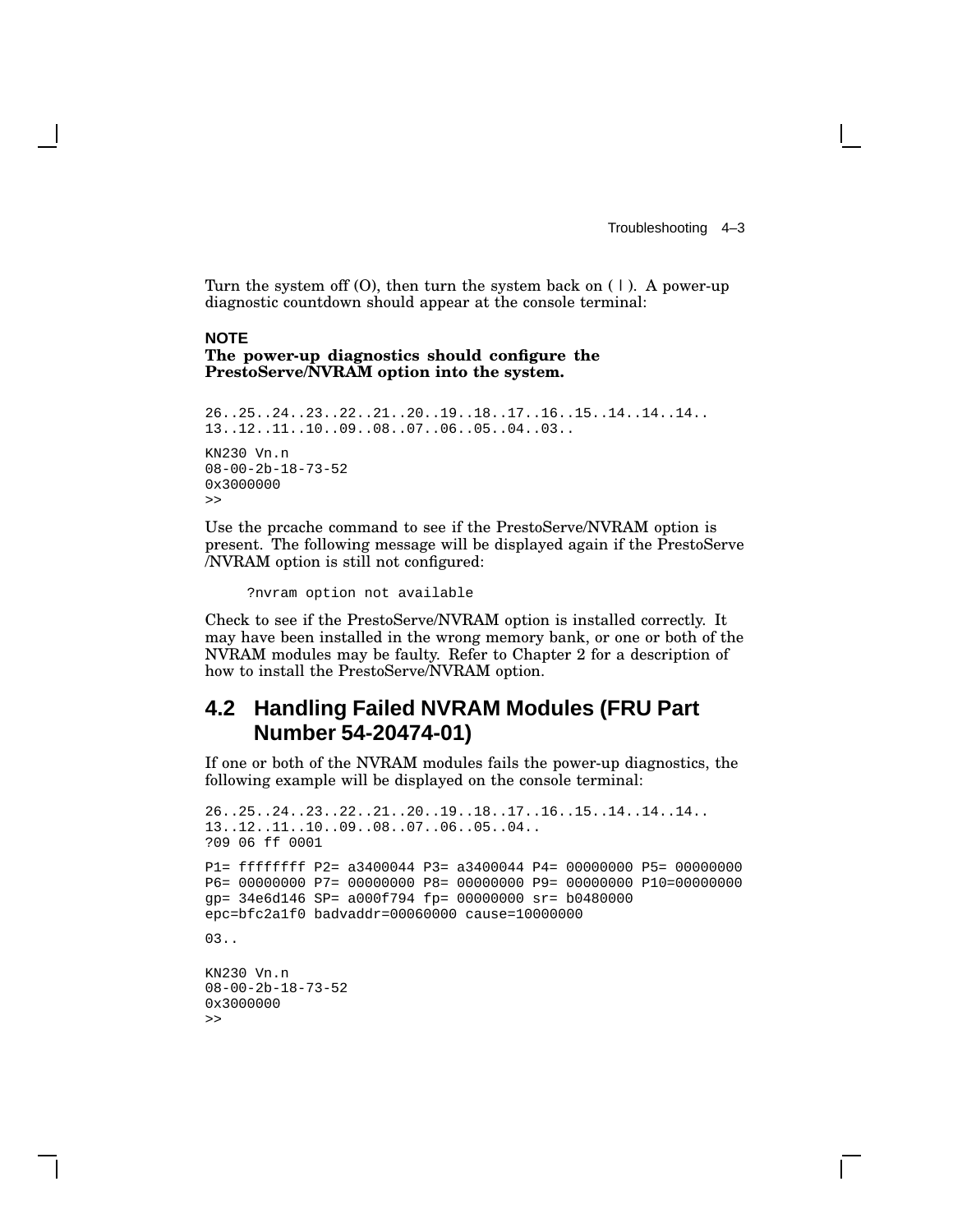Turn the system off (O), then turn the system back on ( | ). A power-up diagnostic countdown should appear at the console terminal:

**NOTE**

**The power-up diagnostics should configure the PrestoServe/NVRAM option into the system.**

```
26..25..24..23..22..21..20..19..18..17..16..15..14..14..14..
13..12..11..10..09..08..07..06..05..04..03..

KN230 Vn.n
08-00-2b-18-73-52
0x3000000
>>
```

Use the prcache command to see if the PrestoServe/NVRAM option is present. The following message will be displayed again if the PrestoServe /NVRAM option is still not configured:

```
?nvram option not available
```

Check to see if the PrestoServe/NVRAM option is installed correctly. It may have been installed in the wrong memory bank, or one or both of the NVRAM modules may be faulty. Refer to Chapter 2 for a description of how to install the PrestoServe/NVRAM option.

## 4.2 Handling Failed NVRAM Modules (FRU Part Number 54-20474-01)

If one or both of the NVRAM modules fails the power-up diagnostics, the following example will be displayed on the console terminal:

```
26..25..24..23..22..21..20..19..18..17..16..15..14..14..14..
13..12..11..10..09..08..07..06..05..04..
?09 06 ff 0001

P1= ffffffff P2= a3400044 P3= a3400044 P4= 00000000 P5= 00000000
P6= 00000000 P7= 00000000 P8= 00000000 P9= 00000000 P10=00000000
gp= 34e6d146 SP= a000f794 fp= 00000000 sr= b0480000
epc=bfc2a1f0 badvaddr=00060000 cause=10000000

03..

KN230 Vn.n
08-00-2b-18-73-52
0x3000000
>>
```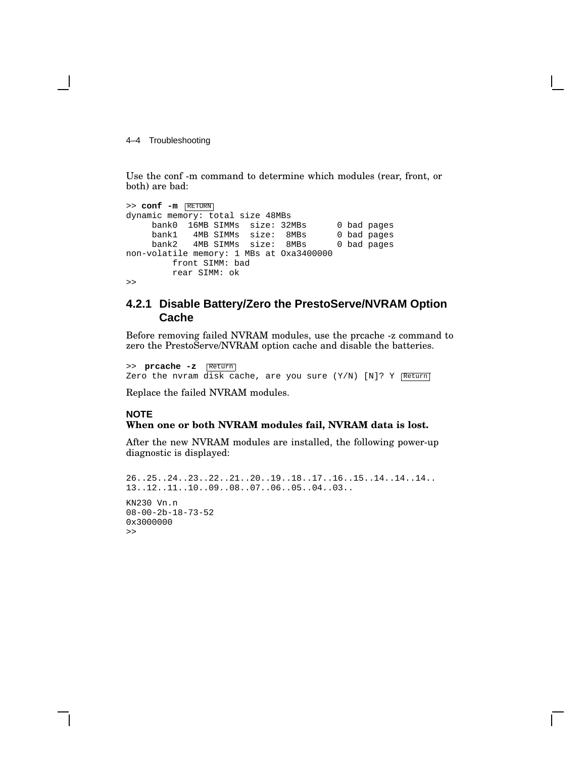Use the conf -m command to determine which modules (rear, front, or both) are bad:

```
>> conf -m RETURN
dynamic memory: total size 48MBs
     bank0  16MB SIMMs  size: 32MBs      0 bad pages
     bank1   4MB SIMMs  size:  8MBs      0 bad pages
     bank2   4MB SIMMs  size:  8MBs      0 bad pages
non-volatile memory: 1 MBs at Oxa3400000
         front SIMM: bad
         rear SIMM: ok
>>
```

### 4.2.1 Disable Battery/Zero the PrestoServe/NVRAM Option Cache

Before removing failed NVRAM modules, use the prcache -z command to zero the PrestoServe/NVRAM option cache and disable the batteries.

```
>>  prcache -z  Return
Zero the nvram disk cache, are you sure (Y/N) [N]? Y  Return
```

Replace the failed NVRAM modules.

**NOTE**
**When one or both NVRAM modules fail, NVRAM data is lost.**

After the new NVRAM modules are installed, the following power-up diagnostic is displayed:

```
26..25..24..23..22..21..20..19..18..17..16..15..14..14..14..
13..12..11..10..09..08..07..06..05..04..03..

KN230 Vn.n
08-00-2b-18-73-52
0x3000000
>>
```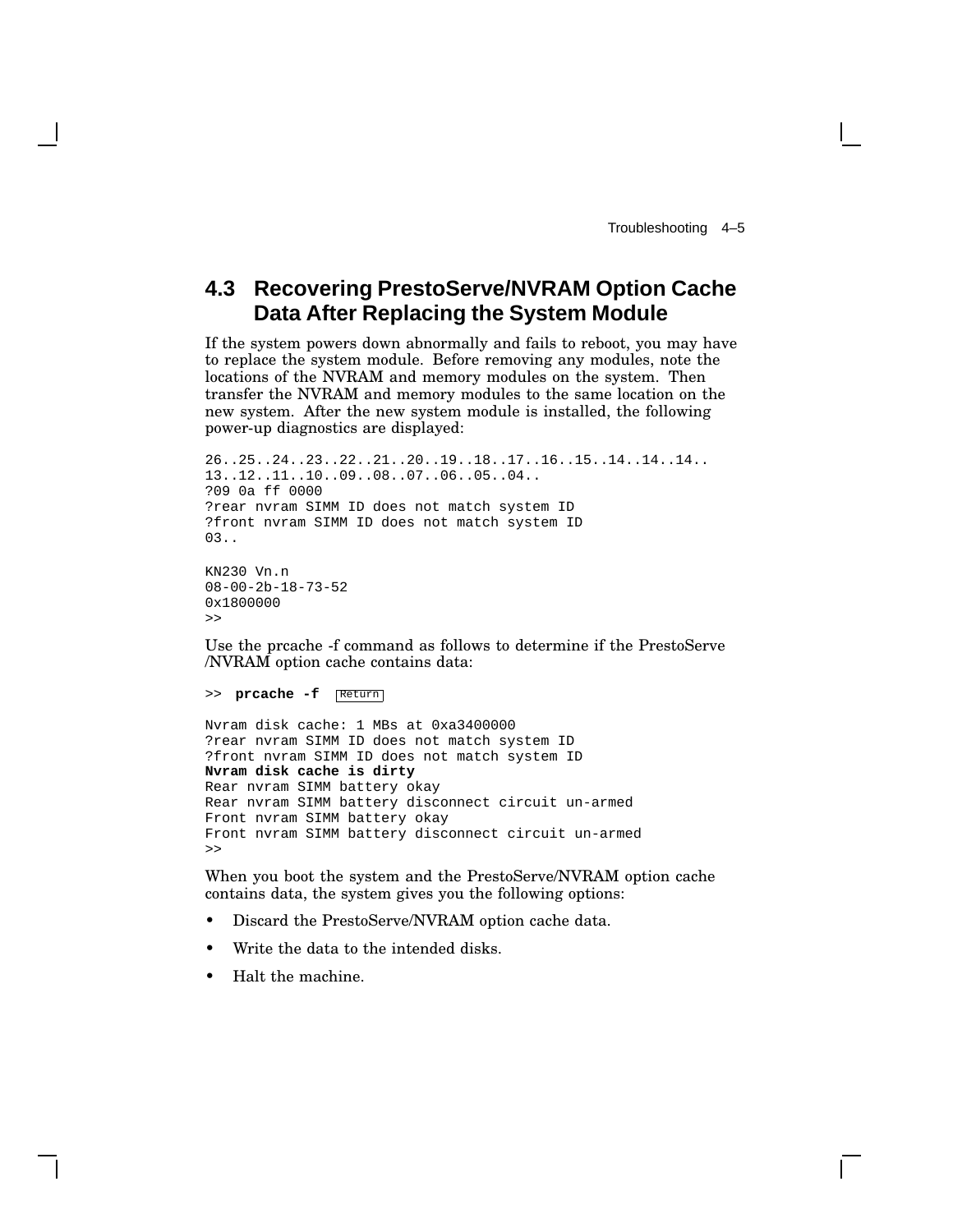## 4.3 Recovering PrestoServe/NVRAM Option Cache Data After Replacing the System Module

If the system powers down abnormally and fails to reboot, you may have to replace the system module. Before removing any modules, note the locations of the NVRAM and memory modules on the system. Then transfer the NVRAM and memory modules to the same location on the new system. After the new system module is installed, the following power-up diagnostics are displayed:

```
26..25..24..23..22..21..20..19..18..17..16..15..14..14..14..
13..12..11..10..09..08..07..06..05..04..
?09 0a ff 0000
?rear nvram SIMM ID does not match system ID
?front nvram SIMM ID does not match system ID
03..

KN230 Vn.n
08-00-2b-18-73-52
0x1800000
>>
```

Use the prcache -f command as follows to determine if the PrestoServe /NVRAM option cache contains data:

```
>> prcache -f  Return

Nvram disk cache: 1 MBs at 0xa3400000
?rear nvram SIMM ID does not match system ID
?front nvram SIMM ID does not match system ID
Nvram disk cache is dirty
Rear nvram SIMM battery okay
Rear nvram SIMM battery disconnect circuit un-armed
Front nvram SIMM battery okay
Front nvram SIMM battery disconnect circuit un-armed
>>
```

When you boot the system and the PrestoServe/NVRAM option cache contains data, the system gives you the following options:

- Discard the PrestoServe/NVRAM option cache data.
- Write the data to the intended disks.
- Halt the machine.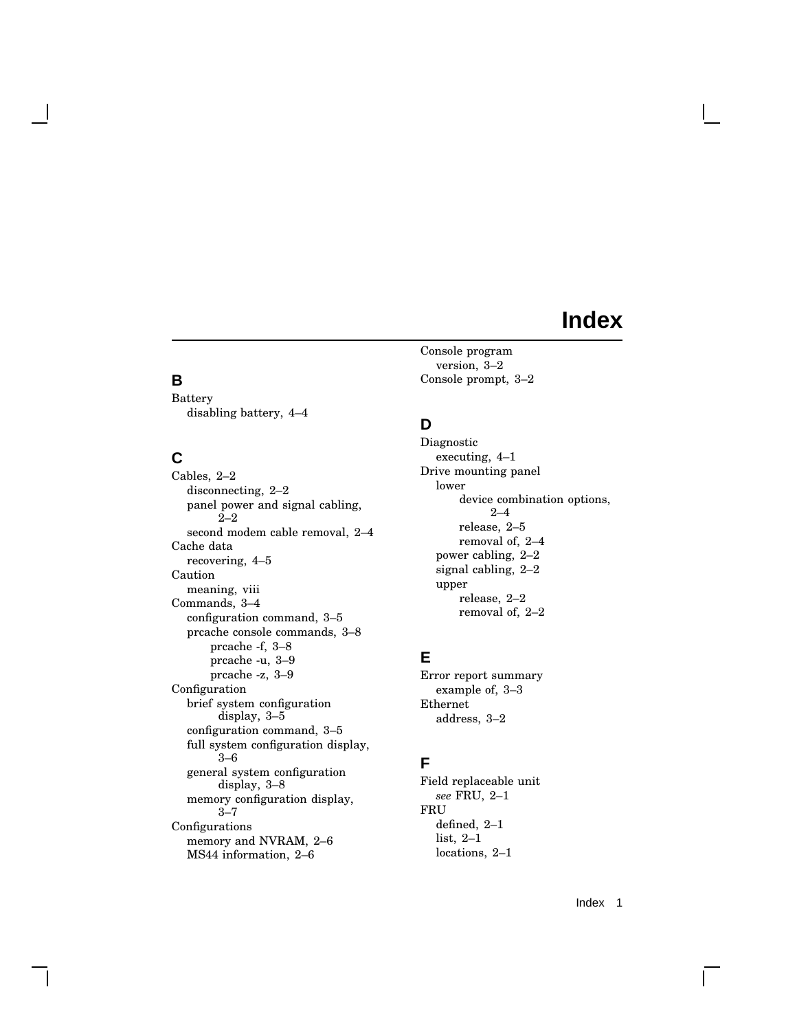# Index

## B

Battery
- disabling battery, 4–4

## C

Cables, 2–2
- disconnecting, 2–2
- panel power and signal cabling, 2–2
- second modem cable removal, 2–4

Cache data
- recovering, 4–5

Caution
- meaning, viii

Commands, 3–4
- configuration command, 3–5
- prcache console commands, 3–8
  - prcache -f, 3–8
  - prcache -u, 3–9
  - prcache -z, 3–9

Configuration
- brief system configuration display, 3–5
- configuration command, 3–5
- full system configuration display, 3–6
- general system configuration display, 3–8
- memory configuration display, 3–7

Configurations
- memory and NVRAM, 2–6
- MS44 information, 2–6

Console program
- version, 3–2

Console prompt, 3–2

## D

Diagnostic
- executing, 4–1

Drive mounting panel
- lower
  - device combination options, 2–4
  - release, 2–5
  - removal of, 2–4
- power cabling, 2–2
- signal cabling, 2–2
- upper
  - release, 2–2
  - removal of, 2–2

## E

Error report summary
- example of, 3–3

Ethernet
- address, 3–2

## F

Field replaceable unit
- *see* FRU, 2–1

FRU
- defined, 2–1
- list, 2–1
- locations, 2–1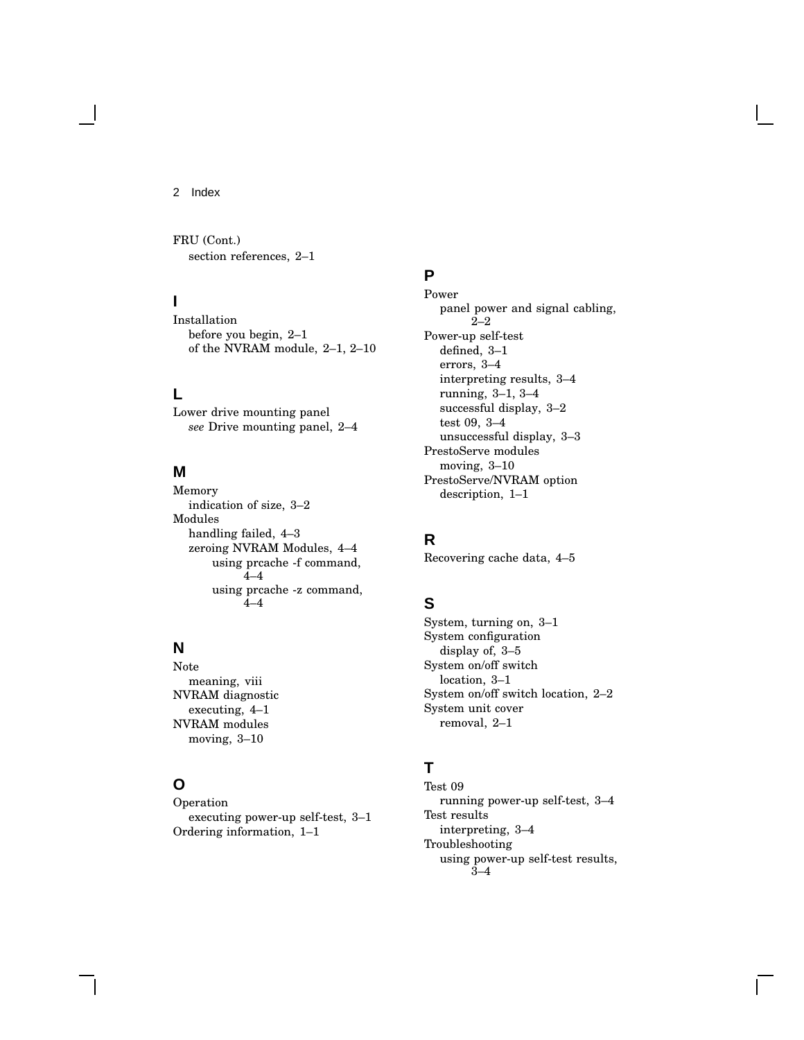FRU (Cont.)
- section references, 2–1

## I

Installation
- before you begin, 2–1
- of the NVRAM module, 2–1, 2–10

## L

Lower drive mounting panel
- *see* Drive mounting panel, 2–4

## M

Memory
- indication of size, 3–2

Modules
- handling failed, 4–3
- zeroing NVRAM Modules, 4–4
  - using prcache -f command, 4–4
  - using prcache -z command, 4–4

## N

Note
- meaning, viii

NVRAM diagnostic
- executing, 4–1

NVRAM modules
- moving, 3–10

## O

Operation
- executing power-up self-test, 3–1

Ordering information, 1–1

## P

Power
- panel power and signal cabling, 2–2

Power-up self-test
- defined, 3–1
- errors, 3–4
- interpreting results, 3–4
- running, 3–1, 3–4
- successful display, 3–2
- test 09, 3–4
- unsuccessful display, 3–3

PrestoServe modules
- moving, 3–10

PrestoServe/NVRAM option
- description, 1–1

## R

Recovering cache data, 4–5

## S

System, turning on, 3–1

System configuration
- display of, 3–5

System on/off switch
- location, 3–1

System on/off switch location, 2–2

System unit cover
- removal, 2–1

## T

Test 09
- running power-up self-test, 3–4

Test results
- interpreting, 3–4

Troubleshooting
- using power-up self-test results, 3–4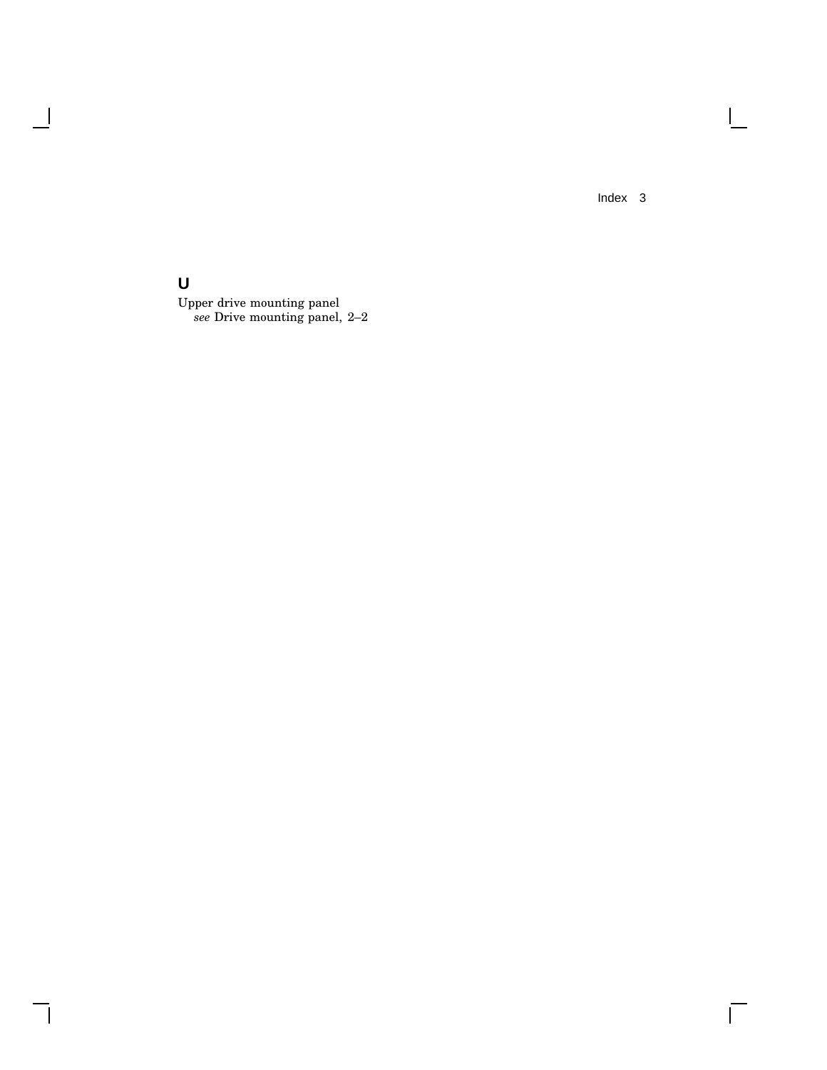## U

Upper drive mounting panel
*see* Drive mounting panel, 2–2